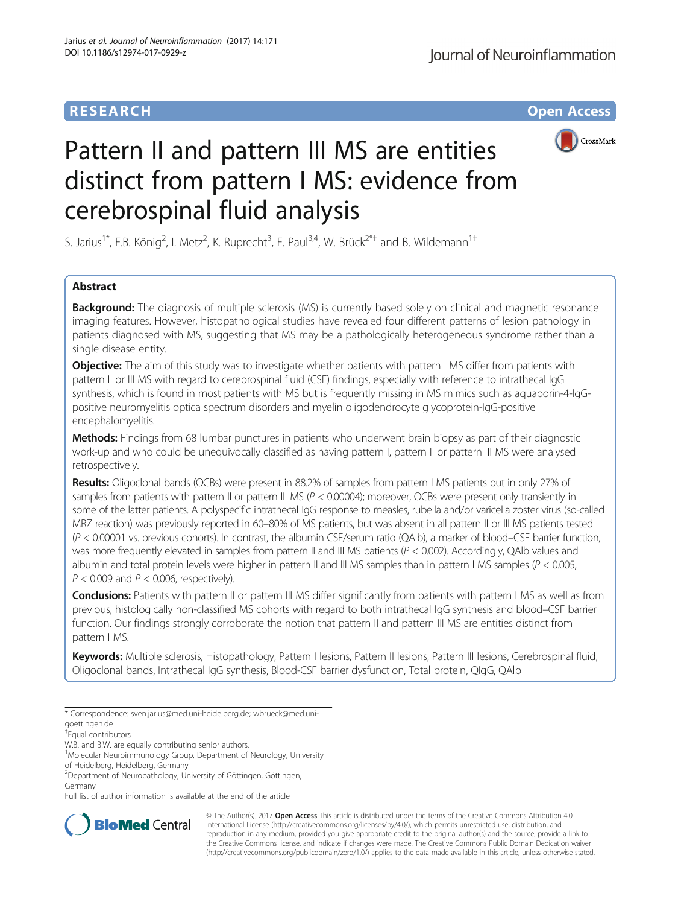RESEARCH Open Access

# Pattern II and pattern III MS are entities distinct from pattern I MS: evidence from cerebrospinal fluid analysis

S. Jarius[1*], F.B. König[2], I. Metz[2], K. Ruprecht[3], F. Paul[3,4], W. Brück[2*†] and B. Wildemann[1†]

## Abstract

**Background:** The diagnosis of multiple sclerosis (MS) is currently based solely on clinical and magnetic resonance imaging features. However, histopathological studies have revealed four different patterns of lesion pathology in patients diagnosed with MS, suggesting that MS may be a pathologically heterogeneous syndrome rather than a single disease entity.

**Objective:** The aim of this study was to investigate whether patients with pattern I MS differ from patients with pattern II or III MS with regard to cerebrospinal fluid (CSF) findings, especially with reference to intrathecal IgG synthesis, which is found in most patients with MS but is frequently missing in MS mimics such as aquaporin-4-IgG-positive neuromyelitis optica spectrum disorders and myelin oligodendrocyte glycoprotein-IgG-positive encephalomyelitis.

**Methods:** Findings from 68 lumbar punctures in patients who underwent brain biopsy as part of their diagnostic work-up and who could be unequivocally classified as having pattern I, pattern II or pattern III MS were analysed retrospectively.

**Results:** Oligoclonal bands (OCBs) were present in 88.2% of samples from pattern I MS patients but in only 27% of samples from patients with pattern II or pattern III MS ($P < 0.00004$); moreover, OCBs were present only transiently in some of the latter patients. A polyspecific intrathecal IgG response to measles, rubella and/or varicella zoster virus (so-called MRZ reaction) was previously reported in 60–80% of MS patients, but was absent in all pattern II or III MS patients tested ($P < 0.00001$ vs. previous cohorts). In contrast, the albumin CSF/serum ratio (QAlb), a marker of blood–CSF barrier function, was more frequently elevated in samples from pattern II and III MS patients ($P < 0.002$). Accordingly, QAlb values and albumin and total protein levels were higher in pattern II and III MS samples than in pattern I MS samples ($P < 0.005$, $P < 0.009$ and $P < 0.006$, respectively).

**Conclusions:** Patients with pattern II or pattern III MS differ significantly from patients with pattern I MS as well as from previous, histologically non-classified MS cohorts with regard to both intrathecal IgG synthesis and blood–CSF barrier function. Our findings strongly corroborate the notion that pattern II and pattern III MS are entities distinct from pattern I MS.

**Keywords:** Multiple sclerosis, Histopathology, Pattern I lesions, Pattern II lesions, Pattern III lesions, Cerebrospinal fluid, Oligoclonal bands, Intrathecal IgG synthesis, Blood-CSF barrier dysfunction, Total protein, QIgG, QAlb

\* Correspondence: sven.jarius@med.uni-heidelberg.de; wbrueck@med.uni-goettingen.de

†Equal contributors

W.B. and B.W. are equally contributing senior authors.

[1]Molecular Neuroimmunology Group, Department of Neurology, University of Heidelberg, Heidelberg, Germany

[2]Department of Neuropathology, University of Göttingen, Göttingen, Germany

Full list of author information is available at the end of the article

© The Author(s). 2017 **Open Access** This article is distributed under the terms of the Creative Commons Attribution 4.0 International License (http://creativecommons.org/licenses/by/4.0/), which permits unrestricted use, distribution, and reproduction in any medium, provided you give appropriate credit to the original author(s) and the source, provide a link to the Creative Commons license, and indicate if changes were made. The Creative Commons Public Domain Dedication waiver (http://creativecommons.org/publicdomain/zero/1.0/) applies to the data made available in this article, unless otherwise stated.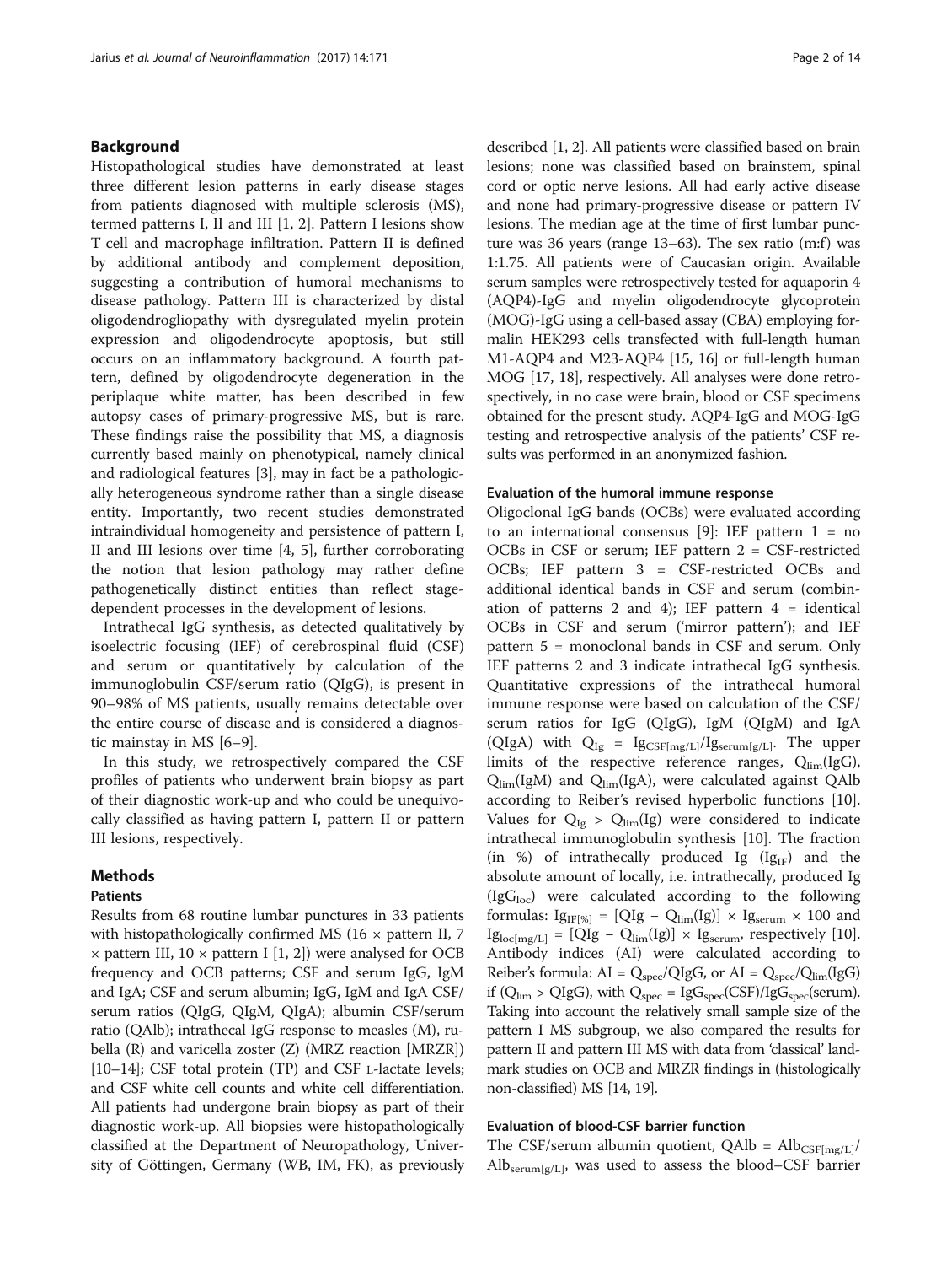## Background

Histopathological studies have demonstrated at least three different lesion patterns in early disease stages from patients diagnosed with multiple sclerosis (MS), termed patterns I, II and III [1, 2]. Pattern I lesions show T cell and macrophage infiltration. Pattern II is defined by additional antibody and complement deposition, suggesting a contribution of humoral mechanisms to disease pathology. Pattern III is characterized by distal oligodendrogliopathy with dysregulated myelin protein expression and oligodendrocyte apoptosis, but still occurs on an inflammatory background. A fourth pattern, defined by oligodendrocyte degeneration in the periplaque white matter, has been described in few autopsy cases of primary-progressive MS, but is rare. These findings raise the possibility that MS, a diagnosis currently based mainly on phenotypical, namely clinical and radiological features [3], may in fact be a pathologically heterogeneous syndrome rather than a single disease entity. Importantly, two recent studies demonstrated intraindividual homogeneity and persistence of pattern I, II and III lesions over time [4, 5], further corroborating the notion that lesion pathology may rather define pathogenetically distinct entities than reflect stage-dependent processes in the development of lesions.

Intrathecal IgG synthesis, as detected qualitatively by isoelectric focusing (IEF) of cerebrospinal fluid (CSF) and serum or quantitatively by calculation of the immunoglobulin CSF/serum ratio (QIgG), is present in 90–98% of MS patients, usually remains detectable over the entire course of disease and is considered a diagnostic mainstay in MS [6–9].

In this study, we retrospectively compared the CSF profiles of patients who underwent brain biopsy as part of their diagnostic work-up and who could be unequivocally classified as having pattern I, pattern II or pattern III lesions, respectively.

## Methods

### Patients

Results from 68 routine lumbar punctures in 33 patients with histopathologically confirmed MS (16 × pattern II, 7 × pattern III, 10 × pattern I [1, 2]) were analysed for OCB frequency and OCB patterns; CSF and serum IgG, IgM and IgA; CSF and serum albumin; IgG, IgM and IgA CSF/serum ratios (QIgG, QIgM, QIgA); albumin CSF/serum ratio (QAlb); intrathecal IgG response to measles (M), rubella (R) and varicella zoster (Z) (MRZ reaction [MRZR]) [10–14]; CSF total protein (TP) and CSF L-lactate levels; and CSF white cell counts and white cell differentiation. All patients had undergone brain biopsy as part of their diagnostic work-up. All biopsies were histopathologically classified at the Department of Neuropathology, University of Göttingen, Germany (WB, IM, FK), as previously described [1, 2]. All patients were classified based on brain lesions; none was classified based on brainstem, spinal cord or optic nerve lesions. All had early active disease and none had primary-progressive disease or pattern IV lesions. The median age at the time of first lumbar puncture was 36 years (range 13–63). The sex ratio (m:f) was 1:1.75. All patients were of Caucasian origin. Available serum samples were retrospectively tested for aquaporin 4 (AQP4)-IgG and myelin oligodendrocyte glycoprotein (MOG)-IgG using a cell-based assay (CBA) employing formalin HEK293 cells transfected with full-length human M1-AQP4 and M23-AQP4 [15, 16] or full-length human MOG [17, 18], respectively. All analyses were done retrospectively, in no case were brain, blood or CSF specimens obtained for the present study. AQP4-IgG and MOG-IgG testing and retrospective analysis of the patients' CSF results was performed in an anonymized fashion.

### Evaluation of the humoral immune response

Oligoclonal IgG bands (OCBs) were evaluated according to an international consensus [9]: IEF pattern 1 = no OCBs in CSF or serum; IEF pattern 2 = CSF-restricted OCBs; IEF pattern 3 = CSF-restricted OCBs and additional identical bands in CSF and serum (combination of patterns 2 and 4); IEF pattern 4 = identical OCBs in CSF and serum ('mirror pattern'); and IEF pattern 5 = monoclonal bands in CSF and serum. Only IEF patterns 2 and 3 indicate intrathecal IgG synthesis. Quantitative expressions of the intrathecal humoral immune response were based on calculation of the CSF/serum ratios for IgG (QIgG), IgM (QIgM) and IgA (QIgA) with $Q_{Ig} = Ig_{CSF[mg/L]}/Ig_{serum[g/L]}$. The upper limits of the respective reference ranges, $Q_{lim}(IgG)$, $Q_{lim}(IgM)$ and $Q_{lim}(IgA)$, were calculated against QAlb according to Reiber's revised hyperbolic functions [10]. Values for $Q_{Ig} > Q_{lim}(Ig)$ were considered to indicate intrathecal immunoglobulin synthesis [10]. The fraction (in %) of intrathecally produced Ig ($Ig_{IF}$) and the absolute amount of locally, i.e. intrathecally, produced Ig ($IgG_{loc}$) were calculated according to the following formulas: $Ig_{IF[\%]} = [QIg - Q_{lim}(Ig)] \times Ig_{serum} \times 100$ and $Ig_{loc[mg/L]} = [QIg - Q_{lim}(Ig)] \times Ig_{serum}$, respectively [10]. Antibody indices (AI) were calculated according to Reiber's formula: $AI = Q_{spec}/QIgG$, or $AI = Q_{spec}/Q_{lim}(IgG)$ if ($Q_{lim} > QIgG$), with $Q_{spec} = IgG_{spec}(CSF)/IgG_{spec}(serum)$. Taking into account the relatively small sample size of the pattern I MS subgroup, we also compared the results for pattern II and pattern III MS with data from 'classical' landmark studies on OCB and MRZR findings in (histologically non-classified) MS [14, 19].

### Evaluation of blood-CSF barrier function

The CSF/serum albumin quotient, $QAlb = Alb_{CSF[mg/L]}/Alb_{serum[g/L]}$, was used to assess the blood–CSF barrier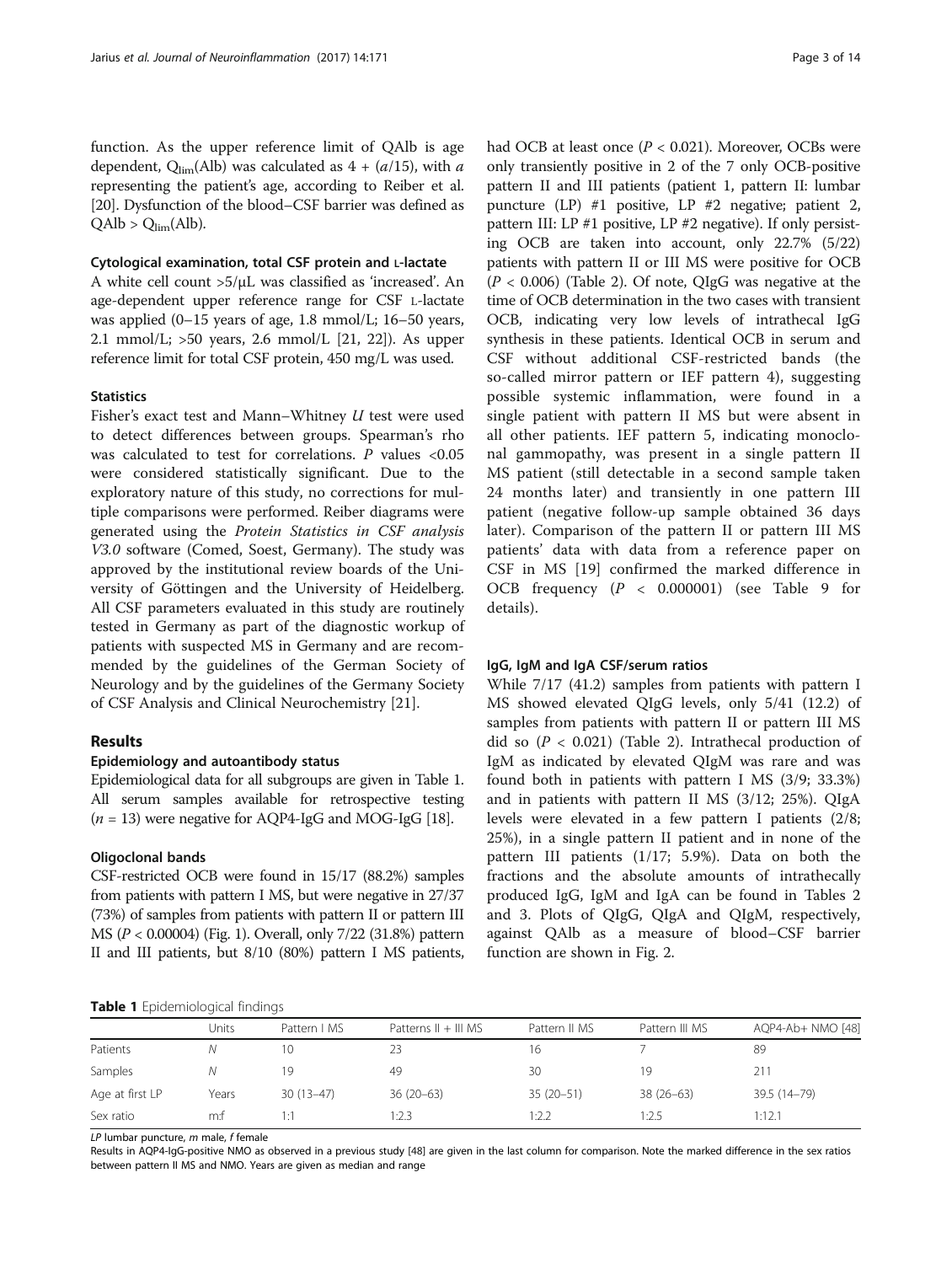function. As the upper reference limit of QAlb is age dependent, $Q_{lim}$(Alb) was calculated as 4 + ($a$/15), with $a$ representing the patient's age, according to Reiber et al. [20]. Dysfunction of the blood–CSF barrier was defined as QAlb > $Q_{lim}$(Alb).

#### Cytological examination, total CSF protein and L-lactate

A white cell count >5/μL was classified as 'increased'. An age-dependent upper reference range for CSF L-lactate was applied (0–15 years of age, 1.8 mmol/L; 16–50 years, 2.1 mmol/L; >50 years, 2.6 mmol/L [21, 22]). As upper reference limit for total CSF protein, 450 mg/L was used.

#### Statistics

Fisher's exact test and Mann–Whitney $U$ test were used to detect differences between groups. Spearman's rho was calculated to test for correlations. $P$ values <0.05 were considered statistically significant. Due to the exploratory nature of this study, no corrections for multiple comparisons were performed. Reiber diagrams were generated using the *Protein Statistics in CSF analysis V3.0* software (Comed, Soest, Germany). The study was approved by the institutional review boards of the University of Göttingen and the University of Heidelberg. All CSF parameters evaluated in this study are routinely tested in Germany as part of the diagnostic workup of patients with suspected MS in Germany and are recommended by the guidelines of the German Society of Neurology and by the guidelines of the Germany Society of CSF Analysis and Clinical Neurochemistry [21].

## Results

#### Epidemiology and autoantibody status

Epidemiological data for all subgroups are given in Table 1. All serum samples available for retrospective testing ($n$ = 13) were negative for AQP4-IgG and MOG-IgG [18].

#### Oligoclonal bands

CSF-restricted OCB were found in 15/17 (88.2%) samples from patients with pattern I MS, but were negative in 27/37 (73%) of samples from patients with pattern II or pattern III MS ($P$ < 0.00004) (Fig. 1). Overall, only 7/22 (31.8%) pattern II and III patients, but 8/10 (80%) pattern I MS patients, had OCB at least once ($P$ < 0.021). Moreover, OCBs were only transiently positive in 2 of the 7 only OCB-positive pattern II and III patients (patient 1, pattern II: lumbar puncture (LP) #1 positive, LP #2 negative; patient 2, pattern III: LP #1 positive, LP #2 negative). If only persisting OCB are taken into account, only 22.7% (5/22) patients with pattern II or III MS were positive for OCB ($P$ < 0.006) (Table 2). Of note, QIgG was negative at the time of OCB determination in the two cases with transient OCB, indicating very low levels of intrathecal IgG synthesis in these patients. Identical OCB in serum and CSF without additional CSF-restricted bands (the so-called mirror pattern or IEF pattern 4), suggesting possible systemic inflammation, were found in a single patient with pattern II MS but were absent in all other patients. IEF pattern 5, indicating monoclonal gammopathy, was present in a single pattern II MS patient (still detectable in a second sample taken 24 months later) and transiently in one pattern III patient (negative follow-up sample obtained 36 days later). Comparison of the pattern II or pattern III MS patients' data with data from a reference paper on CSF in MS [19] confirmed the marked difference in OCB frequency ($P$ < 0.000001) (see Table 9 for details).

#### IgG, IgM and IgA CSF/serum ratios

While 7/17 (41.2) samples from patients with pattern I MS showed elevated QIgG levels, only 5/41 (12.2) of samples from patients with pattern II or pattern III MS did so ($P$ < 0.021) (Table 2). Intrathecal production of IgM as indicated by elevated QIgM was rare and was found both in patients with pattern I MS (3/9; 33.3%) and in patients with pattern II MS (3/12; 25%). QIgA levels were elevated in a few pattern I patients (2/8; 25%), in a single pattern II patient and in none of the pattern III patients (1/17; 5.9%). Data on both the fractions and the absolute amounts of intrathecally produced IgG, IgM and IgA can be found in Tables 2 and 3. Plots of QIgG, QIgA and QIgM, respectively, against QAlb as a measure of blood–CSF barrier function are shown in Fig. 2.

**Table 1** Epidemiological findings

| | Units | Pattern I MS | Patterns II + III MS | Pattern II MS | Pattern III MS | AQP4-Ab+ NMO [48] |
|---|---|---|---|---|---|---|
| Patients | $N$ | 10 | 23 | 16 | 7 | 89 |
| Samples | $N$ | 19 | 49 | 30 | 19 | 211 |
| Age at first LP | Years | 30 (13–47) | 36 (20–63) | 35 (20–51) | 38 (26–63) | 39.5 (14–79) |
| Sex ratio | m:f | 1:1 | 1:2.3 | 1:2.2 | 1:2.5 | 1:12.1 |

*LP* lumbar puncture, *m* male, *f* female

Results in AQP4-IgG-positive NMO as observed in a previous study [48] are given in the last column for comparison. Note the marked difference in the sex ratios between pattern II MS and NMO. Years are given as median and range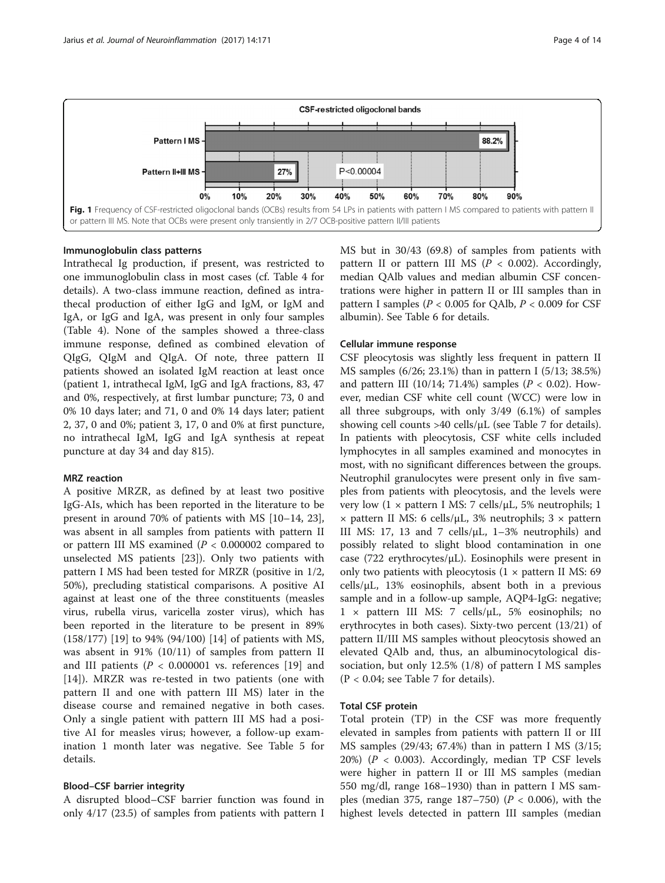Fig. 1 Frequency of CSF-restricted oligoclonal bands (OCBs) results from 54 LPs in patients with pattern I MS compared to patients with pattern II or pattern III MS. Note that OCBs were present only transiently in 2/7 OCB-positive pattern II/III patients

### Immunoglobulin class patterns

Intrathecal Ig production, if present, was restricted to one immunoglobulin class in most cases (cf. Table 4 for details). A two-class immune reaction, defined as intrathecal production of either IgG and IgM, or IgM and IgA, or IgG and IgA, was present in only four samples (Table 4). None of the samples showed a three-class immune response, defined as combined elevation of QIgG, QIgM and QIgA. Of note, three pattern II patients showed an isolated IgM reaction at least once (patient 1, intrathecal IgM, IgG and IgA fractions, 83, 47 and 0%, respectively, at first lumbar puncture; 73, 0 and 0% 10 days later; and 71, 0 and 0% 14 days later; patient 2, 37, 0 and 0%; patient 3, 17, 0 and 0% at first puncture, no intrathecal IgM, IgG and IgA synthesis at repeat puncture at day 34 and day 815).

### MRZ reaction

A positive MRZR, as defined by at least two positive IgG-AIs, which has been reported in the literature to be present in around 70% of patients with MS [10–14, 23], was absent in all samples from patients with pattern II or pattern III MS examined ($P < 0.000002$ compared to unselected MS patients [23]). Only two patients with pattern I MS had been tested for MRZR (positive in 1/2, 50%), precluding statistical comparisons. A positive AI against at least one of the three constituents (measles virus, rubella virus, varicella zoster virus), which has been reported in the literature to be present in 89% (158/177) [19] to 94% (94/100) [14] of patients with MS, was absent in 91% (10/11) of samples from pattern II and III patients ($P < 0.000001$ vs. references [19] and [14]). MRZR was re-tested in two patients (one with pattern II and one with pattern III MS) later in the disease course and remained negative in both cases. Only a single patient with pattern III MS had a positive AI for measles virus; however, a follow-up examination 1 month later was negative. See Table 5 for details.

### Blood–CSF barrier integrity

A disrupted blood–CSF barrier function was found in only 4/17 (23.5) of samples from patients with pattern I MS but in 30/43 (69.8) of samples from patients with pattern II or pattern III MS ($P < 0.002$). Accordingly, median QAlb values and median albumin CSF concentrations were higher in pattern II or III samples than in pattern I samples ($P < 0.005$ for QAlb, $P < 0.009$ for CSF albumin). See Table 6 for details.

### Cellular immune response

CSF pleocytosis was slightly less frequent in pattern II MS samples (6/26; 23.1%) than in pattern I (5/13; 38.5%) and pattern III (10/14; 71.4%) samples ($P < 0.02$). However, median CSF white cell count (WCC) were low in all three subgroups, with only 3/49 (6.1%) of samples showing cell counts >40 cells/μL (see Table 7 for details). In patients with pleocytosis, CSF white cells included lymphocytes in all samples examined and monocytes in most, with no significant differences between the groups. Neutrophil granulocytes were present only in five samples from patients with pleocytosis, and the levels were very low (1 × pattern I MS: 7 cells/μL, 5% neutrophils; 1 × pattern II MS: 6 cells/μL, 3% neutrophils; 3 × pattern III MS: 17, 13 and 7 cells/μL, 1–3% neutrophils) and possibly related to slight blood contamination in one case (722 erythrocytes/μL). Eosinophils were present in only two patients with pleocytosis (1 × pattern II MS: 69 cells/μL, 13% eosinophils, absent both in a previous sample and in a follow-up sample, AQP4-IgG: negative; 1 × pattern III MS: 7 cells/μL, 5% eosinophils; no erythrocytes in both cases). Sixty-two percent (13/21) of pattern II/III MS samples without pleocytosis showed an elevated QAlb and, thus, an albuminocytological dissociation, but only 12.5% (1/8) of pattern I MS samples ($P < 0.04$; see Table 7 for details).

### Total CSF protein

Total protein (TP) in the CSF was more frequently elevated in samples from patients with pattern II or III MS samples (29/43; 67.4%) than in pattern I MS (3/15; 20%) ($P < 0.003$). Accordingly, median TP CSF levels were higher in pattern II or III MS samples (median 550 mg/dl, range 168–1930) than in pattern I MS samples (median 375, range 187–750) ($P < 0.006$), with the highest levels detected in pattern III samples (median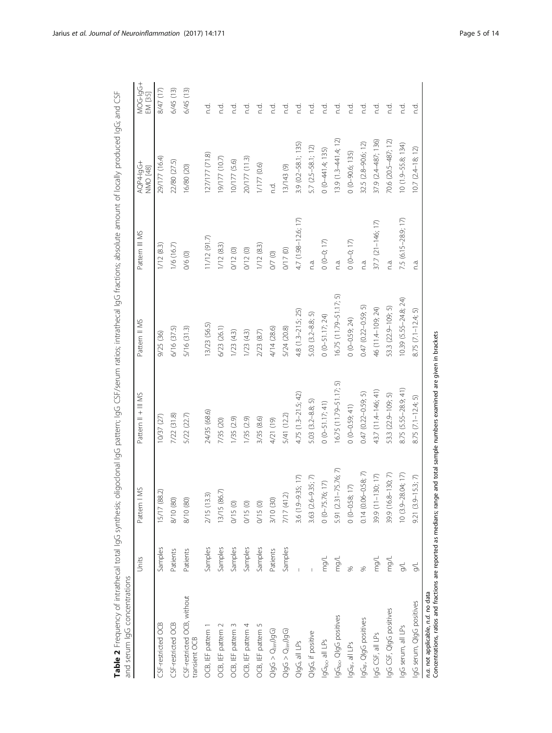**Table 2** Frequency of intrathecal total IgG synthesis; oligoclonal IgG pattern; IgG CSF/serum ratios; intrathecal IgG fractions; absolute amount of locally produced IgG; and CSF and serum IgG concentrations

| | Units | Pattern I MS | Pattern II + III MS | Pattern II MS | Pattern III MS | AQP4-IgG+ NMO [48] | MOG-IgG+ EM [35] |
|---|---|---|---|---|---|---|---|
| CSF-restricted OCB | Samples | 15/17 (88.2) | 10/37 (27) | 9/25 (36) | 1/12 (8.3) | 29/177 (16.4) | 8/47 (17) |
| CSF-restricted OCB | Patients | 8/10 (80) | 7/22 (31.8) | 6/16 (37.5) | 1/6 (16.7) | 22/80 (27.5) | 6/45 (13) |
| CSF-restricted OCB, without transient OCB | Patients | 8/10 (80) | 5/22 (22.7) | 5/16 (31.3) | 0/6 (0) | 16/80 (20) | 6/45 (13) |
| OCB, IEF pattern 1 | Samples | 2/15 (13.3) | 24/35 (68.6) | 13/23 (56.5) | 11/12 (91.7) | 127/177 (71.8) | n.d. |
| OCB, IEF pattern 2 | Samples | 13/15 (86.7) | 7/35 (20) | 6/23 (26.1) | 1/12 (8.3) | 19/177 (10.7) | n.d. |
| OCB, IEF pattern 3 | Samples | 0/15 (0) | 1/35 (2.9) | 1/23 (4.3) | 0/12 (0) | 10/177 (5.6) | n.d. |
| OCB, IEF pattern 4 | Samples | 0/15 (0) | 1/35 (2.9) | 1/23 (4.3) | 0/12 (0) | 20/177 (11.3) | n.d. |
| OCB, IEF pattern 5 | Samples | 0/15 (0) | 3/35 (8.6) | 2/23 (8.7) | 1/12 (8.3) | 1/177 (0.6) | n.d. |
| $QIgG > Q_{lim}(IgG)$ | Patients | 3/10 (30) | 4/21 (19) | 4/14 (28.6) | 0/7 (0) | n.d. | n.d. |
| $QIgG > Q_{lim}(IgG)$ | Samples | 7/17 (41.2) | 5/41 (12.2) | 5/24 (20.8) | 0/17 (0) | 13/143 (9) | n.d. |
| $QIgG$, all LPs | – | 3.6 (1.9–9.35; 17) | 4.75 (1.3–21.5; 42) | 4.8 (1.3–21.5; 25) | 4.7 (1.98–12.6; 17) | 3.9 (0.2–58.1; 135) | n.d. |
| $QIgG$, if positive | – | 3.63 (2.6–9.35; 7) | 5.03 (3.2–8.8; 5) | 5.03 (3.2–8.8; 5) | n.a. | 5.7 (2.5–58.1; 12) | n.d. |
| $IgG_{loc}$, all LPs | mg/L | 0 (0–75.76; 17) | 0 (0–51.17; 41) | 0 (0–51.17; 24) | 0 (0–0; 17) | 0 (0–441.4; 135) | n.d. |
| $IgG_{loc}$, QIgG positives | mg/L | 5.91 (2.31–75.76; 7) | 16.75 (11.79–51.17; 5) | 16.75 (11.79–51.17; 5) | n.a. | 13.9 (1.3–441.4; 12) | n.d. |
| $IgG_{IF}$, all LPs | % | 0 (0–0.58; 17) | 0 (0–0.59; 41) | 0 (0–0.59; 24) | 0 (0–0; 17) | 0 (0–90.6; 135) | n.d. |
| $IgG_{IF}$, QIgG positives | % | 0.14 (0.06–0.58; 7) | 0.47 (0.22–0.59; 5) | 0.47 (0.22–0.59; 5) | n.a. | 32.5 (2.8–90.6; 12) | n.d. |
| IgG CSF, all LPs | mg/L | 39.9 (11–130; 17) | 43.7 (11.4–146; 41) | 46 (11.4–109; 24) | 37.7 (21–146; 17) | 37.9 (2.4–487; 136) | n.d. |
| IgG CSF, QIgG positives | mg/L | 39.9 (16.8–130; 7) | 53.3 (22.9–109; 5) | 53.3 (22.9–109; 5) | n.a. | 70.6 (20.5–487; 12) | n.d. |
| IgG serum, all LPs | g/L | 10 (3.9–28.04; 17) | 8.75 (5.55–28.9; 41) | 10.39 (5.55–24.8; 24) | 7.5 (6.15–28.9; 17) | 10 (1.9–55.8; 134) | n.d. |
| IgG serum, QIgG positives | g/L | 9.21 (3.9–15.3; 7) | 8.75 (7.1–12.4; 5) | 8.75 (7.1–12.4; 5) | n.a. | 10.7 (2.4–18; 12) | n.d. |

*n.a.* not applicable, *n.d.* no data

Concentrations, ratios and fractions are reported as medians; range and total sample numbers examined are given in brackets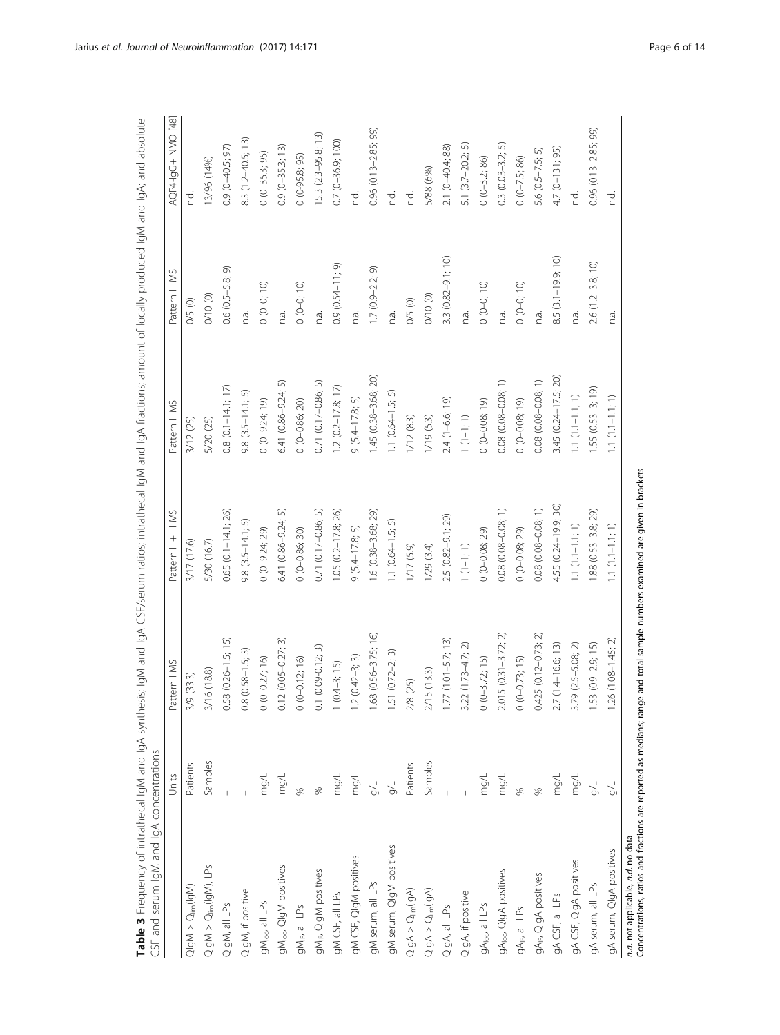**Table 3** Frequency of intrathecal IgM and IgA synthesis; IgM and IgA CSF/serum ratios; intrathecal IgM and IgA fractions; amount of locally produced IgM and IgA; and absolute CSF and serum IgM and IgA concentrations

| | Units | Pattern I MS | Pattern II + III MS | Pattern II MS | Pattern III MS | AQP4-IgG+ NMO [48] |
|---|---|---|---|---|---|---|
| QIgM > $Q_{lim}$(IgM) | Patients | 3/9 (33.3) | 3/17 (17.6) | 3/12 (25) | 0/5 (0) | n.d. |
| QIgM > $Q_{lim}$(IgM), LPs | Samples | 3/16 (18.8) | 5/30 (16.7) | 5/20 (25) | 0/10 (0) | 13/96 (14%) |
| QIgM, all LPs | – | 0.58 (0.26–1.5; 15) | 0.65 (0.1–14.1; 26) | 0.8 (0.1–14.1; 17) | 0.6 (0.5–5.8; 9) | 0.9 (0–40.5; 97) |
| QIgM, if positive | – | 0.8 (0.58–1.5; 3) | 9.8 (3.5–14.1; 5) | 9.8 (3.5–14.1; 5) | n.a. | 8.3 (1.2–40.5; 13) |
| $IgM_{loc}$, all LPs | mg/L | 0 (0–0.27; 16) | 0 (0–9.24; 29) | 0 (0–9.24; 19) | 0 (0–0; 10) | 0 (0–35.3; 95) |
| $IgM_{loc}$, QIgM positives | mg/L | 0.12 (0.05–0.27; 3) | 6.41 (0.86–9.24; 5) | 6.41 (0.86–9.24; 5) | n.a. | 0.9 (0–35.3; 13) |
| $IgM_{IF}$, all LPs | % | 0 (0–0.12; 16) | 0 (0–0.86; 30) | 0 (0–0.86; 20) | 0 (0–0; 10) | 0 (0-95.8; 95) |
| $IgM_{IF}$, QIgM positives | % | 0.1 (0.09-0.12; 3) | 0.71 (0.17–0.86; 5) | 0.71 (0.17–0.86; 5) | n.a. | 15.3 (2.3–95.8; 13) |
| IgM CSF, all LPs | mg/L | 1 (0.4–3; 15) | 1.05 (0.2–17.8; 26) | 1.2 (0.2–17.8; 17) | 0.9 (0.54–11; 9) | 0.7 (0–36.9; 100) |
| IgM CSF, QIgM positives | mg/L | 1.2 (0.42–3; 3) | 9 (5.4–17.8; 5) | 9 (5.4–17.8; 5) | n.a. | n.d. |
| IgM serum, all LPs | g/L | 1.68 (0.56–3.75; 16) | 1.6 (0.38–3.68; 29) | 1.45 (0.38–3.68; 20) | 1.7 (0.9–2.2; 9) | 0.96 (0.13–2.85; 99) |
| IgM serum, QIgM positives | g/L | 1.51 (0.72–2; 3) | 1.1 (0.64–1.5; 5) | 1.1 (0.64–1.5; 5) | n.a. | n.d. |
| QIgA > $Q_{lim}$(IgA) | Patients | 2/8 (25) | 1/17 (5.9) | 1/12 (8.3) | 0/5 (0) | n.d. |
| QIgA > $Q_{lim}$(IgA) | Samples | 2/15 (13.3) | 1/29 (3.4) | 1/19 (5.3) | 0/10 (0) | 5/88 (6%) |
| QIgA, all LPs | – | 1.77 (1.01–5.7; 13) | 2.5 (0.82–9.1; 29) | 2.4 (1–6.6; 19) | 3.3 (0.82–9.1; 10) | 2.1 (0–40.4; 88) |
| QIgA, if positive | – | 3.22 (1.73–4.7; 2) | 1 (1–1; 1) | 1 (1–1; 1) | n.a. | 5.1 (3.7–20.2; 5) |
| $IgA_{loc}$, all LPs | mg/L | 0 (0–3.72; 15) | 0 (0–0.08; 29) | 0 (0–0.08; 19) | 0 (0–0; 10) | 0 (0–3.2; 86) |
| $IgA_{loc}$, QIgA positives | mg/L | 2.015 (0.31–3.72; 2) | 0.08 (0.08–0.08; 1) | 0.08 (0.08–0.08; 1) | n.a. | 0.3 (0.03–3.2; 5) |
| $IgA_{IF}$, all LPs | % | 0 (0–0.73; 15) | 0 (0–0.08; 29) | 0 (0–0.08; 19) | 0 (0–0; 10) | 0 (0–7.5; 86) |
| $IgA_{IF}$, QIgA positives | % | 0.425 (0.12–0.73; 2) | 0.08 (0.08–0.08; 1) | 0.08 (0.08–0.08; 1) | n.a. | 5.6 (0.5–7.5; 5) |
| IgA CSF, all LPs | mg/L | 2.7 (1.4–16.6; 13) | 4.55 (0.24–19.9; 30) | 3.45 (0.24–17.5; 20) | 8.5 (3.1–19.9; 10) | 4.7 (0–131; 95) |
| IgA CSF, QIgA positives | mg/L | 3.79 (2.5–5.08; 2) | 1.1 (1.1–1.1; 1) | 1.1 (1.1–1.1; 1) | n.a. | n.d. |
| IgA serum, all LPs | g/L | 1.53 (0.9–2.9; 15) | 1.88 (0.53–3.8; 29) | 1.55 (0.53–3; 19) | 2.6 (1.2–3.8; 10) | 0.96 (0.13–2.85; 99) |
| IgA serum, QIgA positives | g/L | 1.26 (1.08–1.45; 2) | 1.1 (1.1–1.1; 1) | 1.1 (1.1–1.1; 1) | n.a. | n.d. |

*n.a.* not applicable, *n.d.* no data
Concentrations, ratios and fractions are reported as medians; range and total sample numbers examined are given in brackets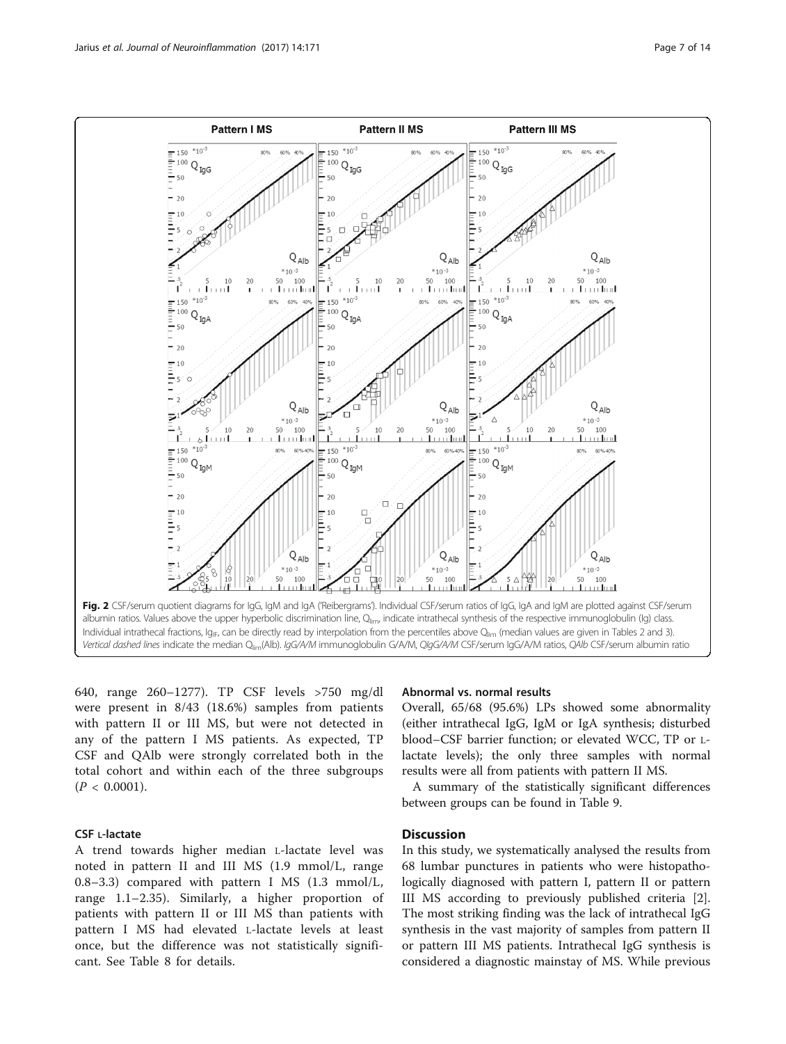**Fig. 2** CSF/serum quotient diagrams for IgG, IgM and IgA ('Reibergrams'). Individual CSF/serum ratios of IgG, IgA and IgM are plotted against CSF/serum albumin ratios. Values above the upper hyperbolic discrimination line, $Q_{lim}$, indicate intrathecal synthesis of the respective immunoglobulin (Ig) class. Individual intrathecal fractions, $Ig_{IF}$, can be directly read by interpolation from the percentiles above $Q_{lim}$ (median values are given in Tables 2 and 3). *Vertical dashed lines* indicate the median $Q_{lim}$(Alb). *IgG/A/M* immunoglobulin G/A/M, *QIgG/A/M* CSF/serum IgG/A/M ratios, *QAlb* CSF/serum albumin ratio

640, range 260–1277). TP CSF levels >750 mg/dl were present in 8/43 (18.6%) samples from patients with pattern II or III MS, but were not detected in any of the pattern I MS patients. As expected, TP CSF and QAlb were strongly correlated both in the total cohort and within each of the three subgroups ($P < 0.0001$).

### CSF L-lactate

A trend towards higher median L-lactate level was noted in pattern II and III MS (1.9 mmol/L, range 0.8–3.3) compared with pattern I MS (1.3 mmol/L, range 1.1–2.35). Similarly, a higher proportion of patients with pattern II or III MS than patients with pattern I MS had elevated L-lactate levels at least once, but the difference was not statistically significant. See Table 8 for details.

### Abnormal vs. normal results

Overall, 65/68 (95.6%) LPs showed some abnormality (either intrathecal IgG, IgM or IgA synthesis; disturbed blood–CSF barrier function; or elevated WCC, TP or L-lactate levels); the only three samples with normal results were all from patients with pattern II MS.

A summary of the statistically significant differences between groups can be found in Table 9.

## Discussion

In this study, we systematically analysed the results from 68 lumbar punctures in patients who were histopathologically diagnosed with pattern I, pattern II or pattern III MS according to previously published criteria [2]. The most striking finding was the lack of intrathecal IgG synthesis in the vast majority of samples from pattern II or pattern III MS patients. Intrathecal IgG synthesis is considered a diagnostic mainstay of MS. While previous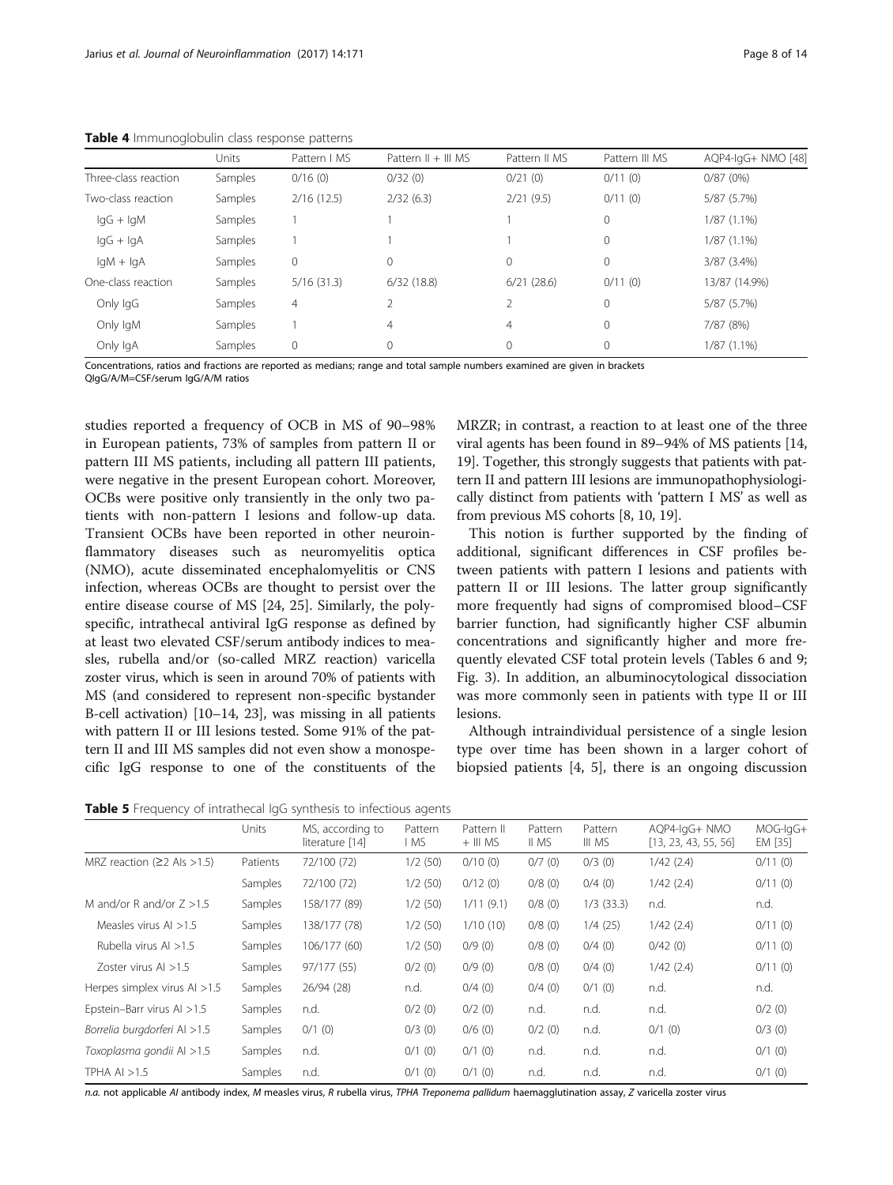**Table 4** Immunoglobulin class response patterns

| | Units | Pattern I MS | Pattern II + III MS | Pattern II MS | Pattern III MS | AQP4-IgG+ NMO [48] |
|---|---|---|---|---|---|---|
| Three-class reaction | Samples | 0/16 (0) | 0/32 (0) | 0/21 (0) | 0/11 (0) | 0/87 (0%) |
| Two-class reaction | Samples | 2/16 (12.5) | 2/32 (6.3) | 2/21 (9.5) | 0/11 (0) | 5/87 (5.7%) |
| IgG + IgM | Samples | 1 | 1 | 1 | 0 | 1/87 (1.1%) |
| IgG + IgA | Samples | 1 | 1 | 1 | 0 | 1/87 (1.1%) |
| IgM + IgA | Samples | 0 | 0 | 0 | 0 | 3/87 (3.4%) |
| One-class reaction | Samples | 5/16 (31.3) | 6/32 (18.8) | 6/21 (28.6) | 0/11 (0) | 13/87 (14.9%) |
| Only IgG | Samples | 4 | 2 | 2 | 0 | 5/87 (5.7%) |
| Only IgM | Samples | 1 | 4 | 4 | 0 | 7/87 (8%) |
| Only IgA | Samples | 0 | 0 | 0 | 0 | 1/87 (1.1%) |

Concentrations, ratios and fractions are reported as medians; range and total sample numbers examined are given in brackets
QIgG/A/M=CSF/serum IgG/A/M ratios

studies reported a frequency of OCB in MS of 90–98% in European patients, 73% of samples from pattern II or pattern III MS patients, including all pattern III patients, were negative in the present European cohort. Moreover, OCBs were positive only transiently in the only two patients with non-pattern I lesions and follow-up data. Transient OCBs have been reported in other neuroinflammatory diseases such as neuromyelitis optica (NMO), acute disseminated encephalomyelitis or CNS infection, whereas OCBs are thought to persist over the entire disease course of MS [24, 25]. Similarly, the polyspecific, intrathecal antiviral IgG response as defined by at least two elevated CSF/serum antibody indices to measles, rubella and/or (so-called MRZ reaction) varicella zoster virus, which is seen in around 70% of patients with MS (and considered to represent non-specific bystander B-cell activation) [10–14, 23], was missing in all patients with pattern II or III lesions tested. Some 91% of the pattern II and III MS samples did not even show a monospecific IgG response to one of the constituents of the MRZR; in contrast, a reaction to at least one of the three viral agents has been found in 89–94% of MS patients [14, 19]. Together, this strongly suggests that patients with pattern II and pattern III lesions are immunopathophysiologically distinct from patients with 'pattern I MS' as well as from previous MS cohorts [8, 10, 19].

This notion is further supported by the finding of additional, significant differences in CSF profiles between patients with pattern I lesions and patients with pattern II or III lesions. The latter group significantly more frequently had signs of compromised blood–CSF barrier function, had significantly higher CSF albumin concentrations and significantly higher and more frequently elevated CSF total protein levels (Tables 6 and 9; Fig. 3). In addition, an albuminocytological dissociation was more commonly seen in patients with type II or III lesions.

Although intraindividual persistence of a single lesion type over time has been shown in a larger cohort of biopsied patients [4, 5], there is an ongoing discussion

**Table 5** Frequency of intrathecal IgG synthesis to infectious agents

| | Units | MS, according to literature [14] | Pattern I MS | Pattern II + III MS | Pattern II MS | Pattern III MS | AQP4-IgG+ NMO [13, 23, 43, 55, 56] | MOG-IgG+ EM [35] |
|---|---|---|---|---|---|---|---|---|
| MRZ reaction (≥2 AIs >1.5) | Patients | 72/100 (72) | 1/2 (50) | 0/10 (0) | 0/7 (0) | 0/3 (0) | 1/42 (2.4) | 0/11 (0) |
| | Samples | 72/100 (72) | 1/2 (50) | 0/12 (0) | 0/8 (0) | 0/4 (0) | 1/42 (2.4) | 0/11 (0) |
| M and/or R and/or Z >1.5 | Samples | 158/177 (89) | 1/2 (50) | 1/11 (9.1) | 0/8 (0) | 1/3 (33.3) | n.d. | n.d. |
| Measles virus AI >1.5 | Samples | 138/177 (78) | 1/2 (50) | 1/10 (10) | 0/8 (0) | 1/4 (25) | 1/42 (2.4) | 0/11 (0) |
| Rubella virus AI >1.5 | Samples | 106/177 (60) | 1/2 (50) | 0/9 (0) | 0/8 (0) | 0/4 (0) | 0/42 (0) | 0/11 (0) |
| Zoster virus AI >1.5 | Samples | 97/177 (55) | 0/2 (0) | 0/9 (0) | 0/8 (0) | 0/4 (0) | 1/42 (2.4) | 0/11 (0) |
| Herpes simplex virus AI >1.5 | Samples | 26/94 (28) | n.d. | 0/4 (0) | 0/4 (0) | 0/1 (0) | n.d. | n.d. |
| Epstein–Barr virus AI >1.5 | Samples | n.d. | 0/2 (0) | 0/2 (0) | n.d. | n.d. | n.d. | 0/2 (0) |
| *Borrelia burgdorferi* AI >1.5 | Samples | 0/1 (0) | 0/3 (0) | 0/6 (0) | 0/2 (0) | n.d. | 0/1 (0) | 0/3 (0) |
| *Toxoplasma gondii* AI >1.5 | Samples | n.d. | 0/1 (0) | 0/1 (0) | n.d. | n.d. | n.d. | 0/1 (0) |
| TPHA AI >1.5 | Samples | n.d. | 0/1 (0) | 0/1 (0) | n.d. | n.d. | n.d. | 0/1 (0) |

*n.a.* not applicable *AI* antibody index, *M* measles virus, *R* rubella virus, *TPHA Treponema pallidum* haemagglutination assay, *Z* varicella zoster virus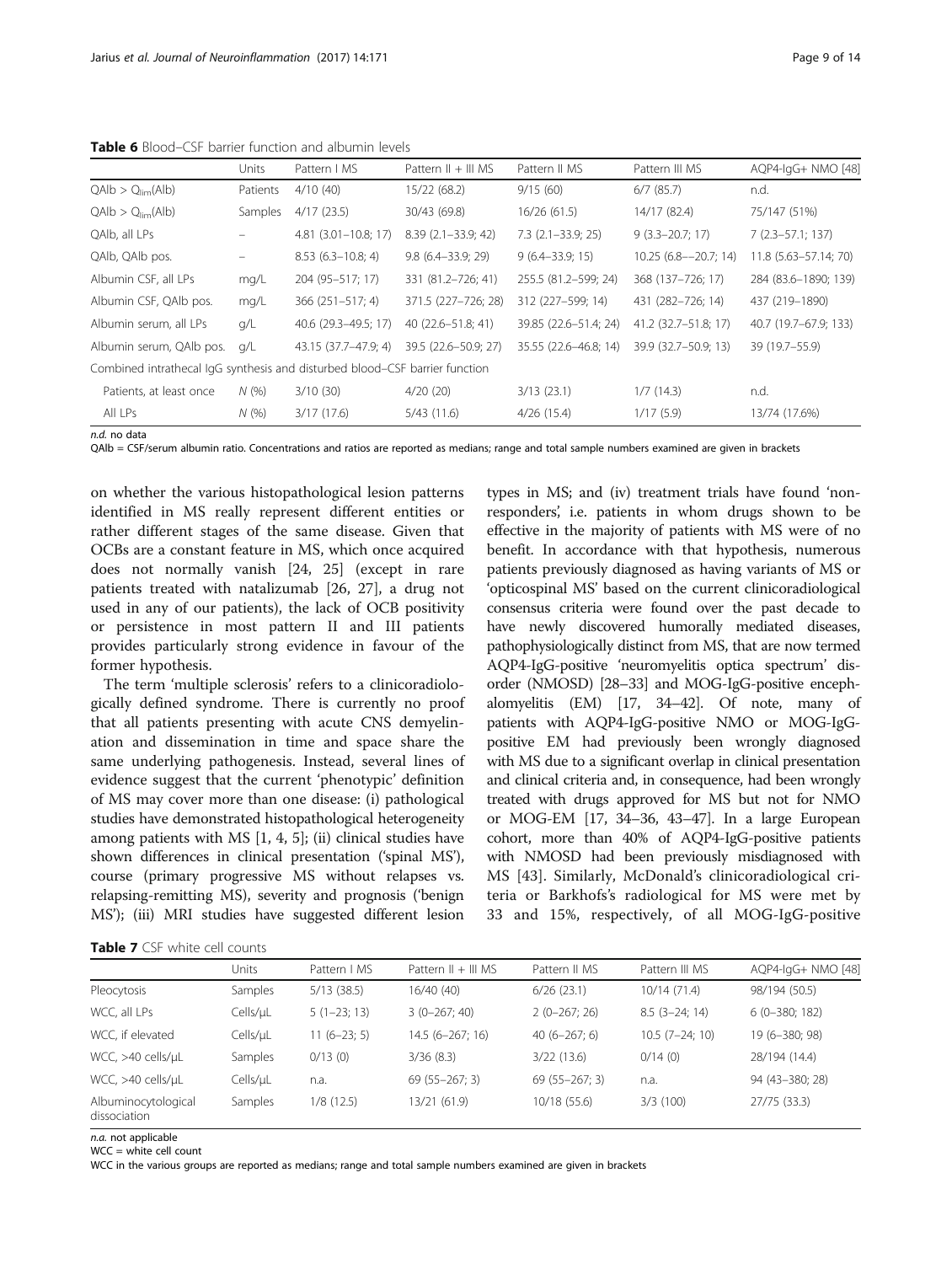**Table 6** Blood–CSF barrier function and albumin levels

| | Units | Pattern I MS | Pattern II + III MS | Pattern II MS | Pattern III MS | AQP4-IgG+ NMO [48] |
|---|---|---|---|---|---|---|
| QAlb > $Q_{lim}$(Alb) | Patients | 4/10 (40) | 15/22 (68.2) | 9/15 (60) | 6/7 (85.7) | n.d. |
| QAlb > $Q_{lim}$(Alb) | Samples | 4/17 (23.5) | 30/43 (69.8) | 16/26 (61.5) | 14/17 (82.4) | 75/147 (51%) |
| QAlb, all LPs | – | 4.81 (3.01–10.8; 17) | 8.39 (2.1–33.9; 42) | 7.3 (2.1–33.9; 25) | 9 (3.3–20.7; 17) | 7 (2.3–57.1; 137) |
| QAlb, QAlb pos. | – | 8.53 (6.3–10.8; 4) | 9.8 (6.4–33.9; 29) | 9 (6.4–33.9; 15) | 10.25 (6.8––20.7; 14) | 11.8 (5.63–57.14; 70) |
| Albumin CSF, all LPs | mg/L | 204 (95–517; 17) | 331 (81.2–726; 41) | 255.5 (81.2–599; 24) | 368 (137–726; 17) | 284 (83.6–1890; 139) |
| Albumin CSF, QAlb pos. | mg/L | 366 (251–517; 4) | 371.5 (227–726; 28) | 312 (227–599; 14) | 431 (282–726; 14) | 437 (219–1890) |
| Albumin serum, all LPs | g/L | 40.6 (29.3–49.5; 17) | 40 (22.6–51.8; 41) | 39.85 (22.6–51.4; 24) | 41.2 (32.7–51.8; 17) | 40.7 (19.7–67.9; 133) |
| Albumin serum, QAlb pos. | g/L | 43.15 (37.7–47.9; 4) | 39.5 (22.6–50.9; 27) | 35.55 (22.6–46.8; 14) | 39.9 (32.7–50.9; 13) | 39 (19.7–55.9) |
| Combined intrathecal IgG synthesis and disturbed blood–CSF barrier function | | | | | | |
| Patients, at least once | N (%) | 3/10 (30) | 4/20 (20) | 3/13 (23.1) | 1/7 (14.3) | n.d. |
| All LPs | N (%) | 3/17 (17.6) | 5/43 (11.6) | 4/26 (15.4) | 1/17 (5.9) | 13/74 (17.6%) |

*n.d.* no data

QAlb = CSF/serum albumin ratio. Concentrations and ratios are reported as medians; range and total sample numbers examined are given in brackets

on whether the various histopathological lesion patterns identified in MS really represent different entities or rather different stages of the same disease. Given that OCBs are a constant feature in MS, which once acquired does not normally vanish [24, 25] (except in rare patients treated with natalizumab [26, 27], a drug not used in any of our patients), the lack of OCB positivity or persistence in most pattern II and III patients provides particularly strong evidence in favour of the former hypothesis.

The term 'multiple sclerosis' refers to a clinicoradiologically defined syndrome. There is currently no proof that all patients presenting with acute CNS demyelination and dissemination in time and space share the same underlying pathogenesis. Instead, several lines of evidence suggest that the current 'phenotypic' definition of MS may cover more than one disease: (i) pathological studies have demonstrated histopathological heterogeneity among patients with MS [1, 4, 5]; (ii) clinical studies have shown differences in clinical presentation ('spinal MS'), course (primary progressive MS without relapses vs. relapsing-remitting MS), severity and prognosis ('benign MS'); (iii) MRI studies have suggested different lesion types in MS; and (iv) treatment trials have found 'non-responders', i.e. patients in whom drugs shown to be effective in the majority of patients with MS were of no benefit. In accordance with that hypothesis, numerous patients previously diagnosed as having variants of MS or 'opticospinal MS' based on the current clinicoradiological consensus criteria were found over the past decade to have newly discovered humorally mediated diseases, pathophysiologically distinct from MS, that are now termed AQP4-IgG-positive 'neuromyelitis optica spectrum' disorder (NMOSD) [28–33] and MOG-IgG-positive encephalomyelitis (EM) [17, 34–42]. Of note, many of patients with AQP4-IgG-positive NMO or MOG-IgG-positive EM had previously been wrongly diagnosed with MS due to a significant overlap in clinical presentation and clinical criteria and, in consequence, had been wrongly treated with drugs approved for MS but not for NMO or MOG-EM [17, 34–36, 43–47]. In a large European cohort, more than 40% of AQP4-IgG-positive patients with NMOSD had been previously misdiagnosed with MS [43]. Similarly, McDonald's clinicoradiological criteria or Barkhofs's radiological for MS were met by 33 and 15%, respectively, of all MOG-IgG-positive

**Table 7** CSF white cell counts

| | Units | Pattern I MS | Pattern II + III MS | Pattern II MS | Pattern III MS | AQP4-IgG+ NMO [48] |
|---|---|---|---|---|---|---|
| Pleocytosis | Samples | 5/13 (38.5) | 16/40 (40) | 6/26 (23.1) | 10/14 (71.4) | 98/194 (50.5) |
| WCC, all LPs | Cells/μL | 5 (1–23; 13) | 3 (0–267; 40) | 2 (0–267; 26) | 8.5 (3–24; 14) | 6 (0–380; 182) |
| WCC, if elevated | Cells/μL | 11 (6–23; 5) | 14.5 (6–267; 16) | 40 (6–267; 6) | 10.5 (7–24; 10) | 19 (6–380; 98) |
| WCC, >40 cells/μL | Samples | 0/13 (0) | 3/36 (8.3) | 3/22 (13.6) | 0/14 (0) | 28/194 (14.4) |
| WCC, >40 cells/μL | Cells/μL | n.a. | 69 (55–267; 3) | 69 (55–267; 3) | n.a. | 94 (43–380; 28) |
| Albuminocytological dissociation | Samples | 1/8 (12.5) | 13/21 (61.9) | 10/18 (55.6) | 3/3 (100) | 27/75 (33.3) |

*n.a.* not applicable

WCC = white cell count

WCC in the various groups are reported as medians; range and total sample numbers examined are given in brackets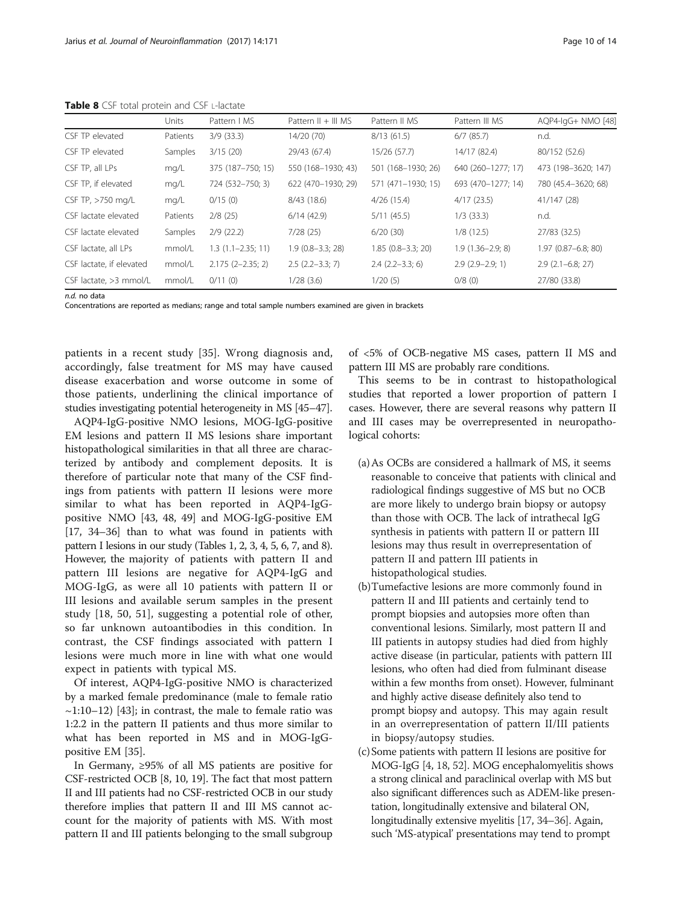**Table 8** CSF total protein and CSF L-lactate

| | Units | Pattern I MS | Pattern II + III MS | Pattern II MS | Pattern III MS | AQP4-IgG+ NMO [48] |
|---|---|---|---|---|---|---|
| CSF TP elevated | Patients | 3/9 (33.3) | 14/20 (70) | 8/13 (61.5) | 6/7 (85.7) | n.d. |
| CSF TP elevated | Samples | 3/15 (20) | 29/43 (67.4) | 15/26 (57.7) | 14/17 (82.4) | 80/152 (52.6) |
| CSF TP, all LPs | mg/L | 375 (187–750; 15) | 550 (168–1930; 43) | 501 (168–1930; 26) | 640 (260–1277; 17) | 473 (198–3620; 147) |
| CSF TP, if elevated | mg/L | 724 (532–750; 3) | 622 (470–1930; 29) | 571 (471–1930; 15) | 693 (470–1277; 14) | 780 (45.4–3620; 68) |
| CSF TP, >750 mg/L | mg/L | 0/15 (0) | 8/43 (18.6) | 4/26 (15.4) | 4/17 (23.5) | 41/147 (28) |
| CSF lactate elevated | Patients | 2/8 (25) | 6/14 (42.9) | 5/11 (45.5) | 1/3 (33.3) | n.d. |
| CSF lactate elevated | Samples | 2/9 (22.2) | 7/28 (25) | 6/20 (30) | 1/8 (12.5) | 27/83 (32.5) |
| CSF lactate, all LPs | mmol/L | 1.3 (1.1–2.35; 11) | 1.9 (0.8–3.3; 28) | 1.85 (0.8–3.3; 20) | 1.9 (1.36–2.9; 8) | 1.97 (0.87–6.8; 80) |
| CSF lactate, if elevated | mmol/L | 2.175 (2–2.35; 2) | 2.5 (2.2–3.3; 7) | 2.4 (2.2–3.3; 6) | 2.9 (2.9–2.9; 1) | 2.9 (2.1–6.8; 27) |
| CSF lactate, >3 mmol/L | mmol/L | 0/11 (0) | 1/28 (3.6) | 1/20 (5) | 0/8 (0) | 27/80 (33.8) |

*n.d.* no data

Concentrations are reported as medians; range and total sample numbers examined are given in brackets

patients in a recent study [35]. Wrong diagnosis and, accordingly, false treatment for MS may have caused disease exacerbation and worse outcome in some of those patients, underlining the clinical importance of studies investigating potential heterogeneity in MS [45–47].

AQP4-IgG-positive NMO lesions, MOG-IgG-positive EM lesions and pattern II MS lesions share important histopathological similarities in that all three are characterized by antibody and complement deposits. It is therefore of particular note that many of the CSF findings from patients with pattern II lesions were more similar to what has been reported in AQP4-IgG-positive NMO [43, 48, 49] and MOG-IgG-positive EM [17, 34–36] than to what was found in patients with pattern I lesions in our study (Tables 1, 2, 3, 4, 5, 6, 7, and 8). However, the majority of patients with pattern II and pattern III lesions are negative for AQP4-IgG and MOG-IgG, as were all 10 patients with pattern II or III lesions and available serum samples in the present study [18, 50, 51], suggesting a potential role of other, so far unknown autoantibodies in this condition. In contrast, the CSF findings associated with pattern I lesions were much more in line with what one would expect in patients with typical MS.

Of interest, AQP4-IgG-positive NMO is characterized by a marked female predominance (male to female ratio ~1:10–12) [43]; in contrast, the male to female ratio was 1:2.2 in the pattern II patients and thus more similar to what has been reported in MS and in MOG-IgG-positive EM [35].

In Germany, ≥95% of all MS patients are positive for CSF-restricted OCB [8, 10, 19]. The fact that most pattern II and III patients had no CSF-restricted OCB in our study therefore implies that pattern II and III MS cannot account for the majority of patients with MS. With most pattern II and III patients belonging to the small subgroup of <5% of OCB-negative MS cases, pattern II MS and pattern III MS are probably rare conditions.

This seems to be in contrast to histopathological studies that reported a lower proportion of pattern I cases. However, there are several reasons why pattern II and III cases may be overrepresented in neuropathological cohorts:

(a) As OCBs are considered a hallmark of MS, it seems reasonable to conceive that patients with clinical and radiological findings suggestive of MS but no OCB are more likely to undergo brain biopsy or autopsy than those with OCB. The lack of intrathecal IgG synthesis in patients with pattern II or pattern III lesions may thus result in overrepresentation of pattern II and pattern III patients in histopathological studies.

(b) Tumefactive lesions are more commonly found in pattern II and III patients and certainly tend to prompt biopsies and autopsies more often than conventional lesions. Similarly, most pattern II and III patients in autopsy studies had died from highly active disease (in particular, patients with pattern III lesions, who often had died from fulminant disease within a few months from onset). However, fulminant and highly active disease definitely also tend to prompt biopsy and autopsy. This may again result in an overrepresentation of pattern II/III patients in biopsy/autopsy studies.

(c) Some patients with pattern II lesions are positive for MOG-IgG [4, 18, 52]. MOG encephalomyelitis shows a strong clinical and paraclinical overlap with MS but also significant differences such as ADEM-like presentation, longitudinally extensive and bilateral ON, longitudinally extensive myelitis [17, 34–36]. Again, such 'MS-atypical' presentations may tend to prompt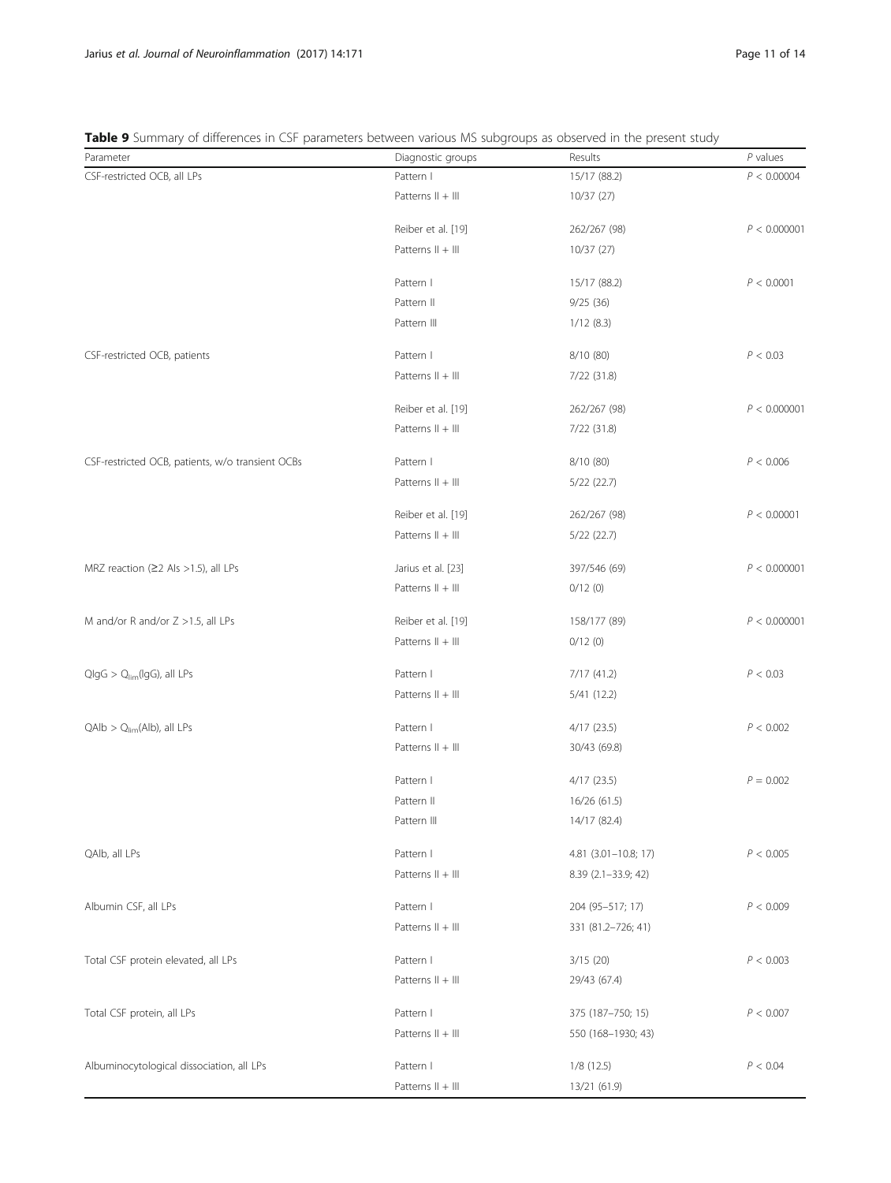**Table 9** Summary of differences in CSF parameters between various MS subgroups as observed in the present study

| Parameter | Diagnostic groups | Results | *P* values |
|---|---|---|---|
| CSF-restricted OCB, all LPs | Pattern I | 15/17 (88.2) | $P < 0.00004$ |
| | Patterns II + III | 10/37 (27) | |
| | Reiber et al. [19] | 262/267 (98) | $P < 0.000001$ |
| | Patterns II + III | 10/37 (27) | |
| | Pattern I | 15/17 (88.2) | $P < 0.0001$ |
| | Pattern II | 9/25 (36) | |
| | Pattern III | 1/12 (8.3) | |
| CSF-restricted OCB, patients | Pattern I | 8/10 (80) | $P < 0.03$ |
| | Patterns II + III | 7/22 (31.8) | |
| | Reiber et al. [19] | 262/267 (98) | $P < 0.000001$ |
| | Patterns II + III | 7/22 (31.8) | |
| CSF-restricted OCB, patients, w/o transient OCBs | Pattern I | 8/10 (80) | $P < 0.006$ |
| | Patterns II + III | 5/22 (22.7) | |
| | Reiber et al. [19] | 262/267 (98) | $P < 0.00001$ |
| | Patterns II + III | 5/22 (22.7) | |
| MRZ reaction (≥2 AIs >1.5), all LPs | Jarius et al. [23] | 397/546 (69) | $P < 0.000001$ |
| | Patterns II + III | 0/12 (0) | |
| M and/or R and/or Z >1.5, all LPs | Reiber et al. [19] | 158/177 (89) | $P < 0.000001$ |
| | Patterns II + III | 0/12 (0) | |
| $QIgG > Q_{lim}(IgG)$, all LPs | Pattern I | 7/17 (41.2) | $P < 0.03$ |
| | Patterns II + III | 5/41 (12.2) | |
| $QAlb > Q_{lim}(Alb)$, all LPs | Pattern I | 4/17 (23.5) | $P < 0.002$ |
| | Patterns II + III | 30/43 (69.8) | |
| | Pattern I | 4/17 (23.5) | $P = 0.002$ |
| | Pattern II | 16/26 (61.5) | |
| | Pattern III | 14/17 (82.4) | |
| QAlb, all LPs | Pattern I | 4.81 (3.01–10.8; 17) | $P < 0.005$ |
| | Patterns II + III | 8.39 (2.1–33.9; 42) | |
| Albumin CSF, all LPs | Pattern I | 204 (95–517; 17) | $P < 0.009$ |
| | Patterns II + III | 331 (81.2–726; 41) | |
| Total CSF protein elevated, all LPs | Pattern I | 3/15 (20) | $P < 0.003$ |
| | Patterns II + III | 29/43 (67.4) | |
| Total CSF protein, all LPs | Pattern I | 375 (187–750; 15) | $P < 0.007$ |
| | Patterns II + III | 550 (168–1930; 43) | |
| Albuminocytological dissociation, all LPs | Pattern I | 1/8 (12.5) | $P < 0.04$ |
| | Patterns II + III | 13/21 (61.9) | |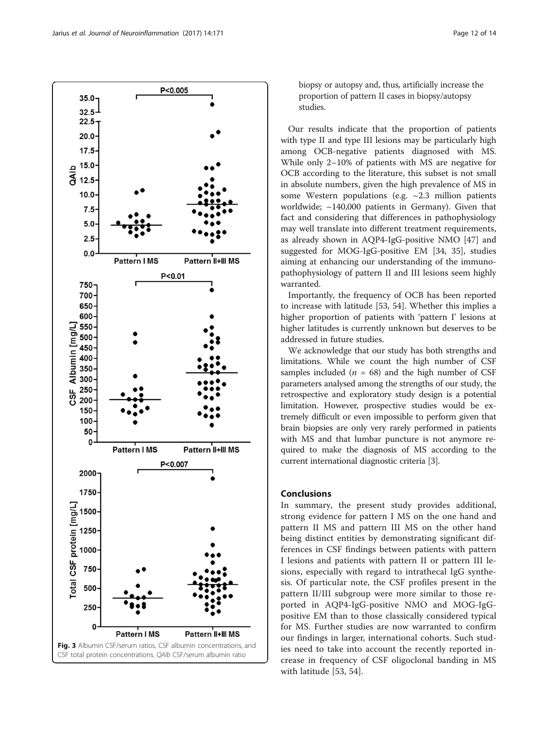biopsy or autopsy and, thus, artificially increase the proportion of pattern II cases in biopsy/autopsy studies.

Our results indicate that the proportion of patients with type II and type III lesions may be particularly high among OCB-negative patients diagnosed with MS. While only 2–10% of patients with MS are negative for OCB according to the literature, this subset is not small in absolute numbers, given the high prevalence of MS in some Western populations (e.g. ~2.3 million patients worldwide; ~140,000 patients in Germany). Given that fact and considering that differences in pathophysiology may well translate into different treatment requirements, as already shown in AQP4-IgG-positive NMO [47] and suggested for MOG-IgG-positive EM [34, 35], studies aiming at enhancing our understanding of the immunopathophysiology of pattern II and III lesions seem highly warranted.

Importantly, the frequency of OCB has been reported to increase with latitude [53, 54]. Whether this implies a higher proportion of patients with 'pattern I' lesions at higher latitudes is currently unknown but deserves to be addressed in future studies.

We acknowledge that our study has both strengths and limitations. While we count the high number of CSF samples included ($n$ = 68) and the high number of CSF parameters analysed among the strengths of our study, the retrospective and exploratory study design is a potential limitation. However, prospective studies would be extremely difficult or even impossible to perform given that brain biopsies are only very rarely performed in patients with MS and that lumbar puncture is not anymore required to make the diagnosis of MS according to the current international diagnostic criteria [3].

**Fig. 3** Albumin CSF/serum ratios, CSF albumin concentrations, and CSF total protein concentrations. *QAlb* CSF/serum albumin ratio

## Conclusions

In summary, the present study provides additional, strong evidence for pattern I MS on the one hand and pattern II MS and pattern III MS on the other hand being distinct entities by demonstrating significant differences in CSF findings between patients with pattern I lesions and patients with pattern II or pattern III lesions, especially with regard to intrathecal IgG synthesis. Of particular note, the CSF profiles present in the pattern II/III subgroup were more similar to those reported in AQP4-IgG-positive NMO and MOG-IgG-positive EM than to those classically considered typical for MS. Further studies are now warranted to confirm our findings in larger, international cohorts. Such studies need to take into account the recently reported increase in frequency of CSF oligoclonal banding in MS with latitude [53, 54].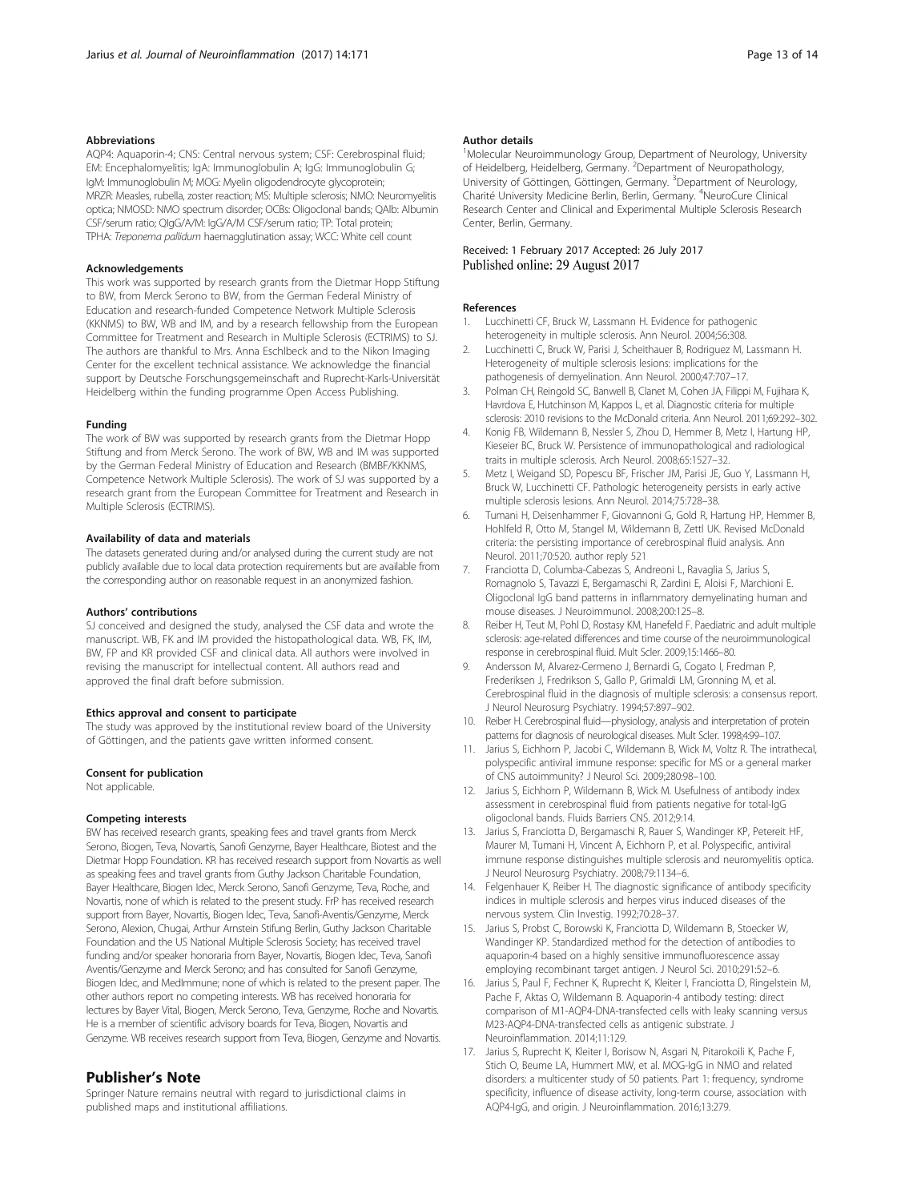#### Abbreviations

AQP4: Aquaporin-4; CNS: Central nervous system; CSF: Cerebrospinal fluid; EM: Encephalomyelitis; IgA: Immunoglobulin A; IgG: Immunoglobulin G; IgM: Immunoglobulin M; MOG: Myelin oligodendrocyte glycoprotein; MRZR: Measles, rubella, zoster reaction; MS: Multiple sclerosis; NMO: Neuromyelitis optica; NMOSD: NMO spectrum disorder; OCBs: Oligoclonal bands; QAlb: Albumin CSF/serum ratio; QIgG/A/M: IgG/A/M CSF/serum ratio; TP: Total protein; TPHA: *Treponema pallidum* haemagglutination assay; WCC: White cell count

#### Acknowledgements

This work was supported by research grants from the Dietmar Hopp Stiftung to BW, from Merck Serono to BW, from the German Federal Ministry of Education and research-funded Competence Network Multiple Sclerosis (KKNMS) to BW, WB and IM, and by a research fellowship from the European Committee for Treatment and Research in Multiple Sclerosis (ECTRIMS) to SJ. The authors are thankful to Mrs. Anna Eschlbeck and to the Nikon Imaging Center for the excellent technical assistance. We acknowledge the financial support by Deutsche Forschungsgemeinschaft and Ruprecht-Karls-Universität Heidelberg within the funding programme Open Access Publishing.

#### Funding

The work of BW was supported by research grants from the Dietmar Hopp Stiftung and from Merck Serono. The work of BW, WB and IM was supported by the German Federal Ministry of Education and Research (BMBF/KKNMS, Competence Network Multiple Sclerosis). The work of SJ was supported by a research grant from the European Committee for Treatment and Research in Multiple Sclerosis (ECTRIMS).

#### Availability of data and materials

The datasets generated during and/or analysed during the current study are not publicly available due to local data protection requirements but are available from the corresponding author on reasonable request in an anonymized fashion.

#### Authors' contributions

SJ conceived and designed the study, analysed the CSF data and wrote the manuscript. WB, FK and IM provided the histopathological data. WB, FK, IM, BW, FP and KR provided CSF and clinical data. All authors were involved in revising the manuscript for intellectual content. All authors read and approved the final draft before submission.

#### Ethics approval and consent to participate

The study was approved by the institutional review board of the University of Göttingen, and the patients gave written informed consent.

#### Consent for publication

Not applicable.

#### Competing interests

BW has received research grants, speaking fees and travel grants from Merck Serono, Biogen, Teva, Novartis, Sanofi Genzyme, Bayer Healthcare, Biotest and the Dietmar Hopp Foundation. KR has received research support from Novartis as well as speaking fees and travel grants from Guthy Jackson Charitable Foundation, Bayer Healthcare, Biogen Idec, Merck Serono, Sanofi Genzyme, Teva, Roche, and Novartis, none of which is related to the present study. FrP has received research support from Bayer, Novartis, Biogen Idec, Teva, Sanofi-Aventis/Genzyme, Merck Serono, Alexion, Chugai, Arthur Arnstein Stifung Berlin, Guthy Jackson Charitable Foundation and the US National Multiple Sclerosis Society; has received travel funding and/or speaker honoraria from Bayer, Novartis, Biogen Idec, Teva, Sanofi Aventis/Genzyme and Merck Serono; and has consulted for Sanofi Genzyme, Biogen Idec, and MedImmune; none of which is related to the present paper. The other authors report no competing interests. WB has received honoraria for lectures by Bayer Vital, Biogen, Merck Serono, Teva, Genzyme, Roche and Novartis. He is a member of scientific advisory boards for Teva, Biogen, Novartis and Genzyme. WB receives research support from Teva, Biogen, Genzyme and Novartis.

## Publisher's Note

Springer Nature remains neutral with regard to jurisdictional claims in published maps and institutional affiliations.

#### Author details

[1]Molecular Neuroimmunology Group, Department of Neurology, University of Heidelberg, Heidelberg, Germany. [2]Department of Neuropathology, University of Göttingen, Göttingen, Germany. [3]Department of Neurology, Charité University Medicine Berlin, Berlin, Germany. [4]NeuroCure Clinical Research Center and Clinical and Experimental Multiple Sclerosis Research Center, Berlin, Germany.

Received: 1 February 2017 Accepted: 26 July 2017
Published online: 29 August 2017

#### References

1. Lucchinetti CF, Bruck W, Lassmann H. Evidence for pathogenic heterogeneity in multiple sclerosis. Ann Neurol. 2004;56:308.
2. Lucchinetti C, Bruck W, Parisi J, Scheithauer B, Rodriguez M, Lassmann H. Heterogeneity of multiple sclerosis lesions: implications for the pathogenesis of demyelination. Ann Neurol. 2000;47:707–17.
3. Polman CH, Reingold SC, Banwell B, Clanet M, Cohen JA, Filippi M, Fujihara K, Havrdova E, Hutchinson M, Kappos L, et al. Diagnostic criteria for multiple sclerosis: 2010 revisions to the McDonald criteria. Ann Neurol. 2011;69:292–302.
4. Konig FB, Wildemann B, Nessler S, Zhou D, Hemmer B, Metz I, Hartung HP, Kieseier BC, Bruck W. Persistence of immunopathological and radiological traits in multiple sclerosis. Arch Neurol. 2008;65:1527–32.
5. Metz I, Weigand SD, Popescu BF, Frischer JM, Parisi JE, Guo Y, Lassmann H, Bruck W, Lucchinetti CF. Pathologic heterogeneity persists in early active multiple sclerosis lesions. Ann Neurol. 2014;75:728–38.
6. Tumani H, Deisenhammer F, Giovannoni G, Gold R, Hartung HP, Hemmer B, Hohlfeld R, Otto M, Stangel M, Wildemann B, Zettl UK. Revised McDonald criteria: the persisting importance of cerebrospinal fluid analysis. Ann Neurol. 2011;70:520. author reply 521
7. Franciotta D, Columba-Cabezas S, Andreoni L, Ravaglia S, Jarius S, Romagnolo S, Tavazzi E, Bergamaschi R, Zardini E, Aloisi F, Marchioni E. Oligoclonal IgG band patterns in inflammatory demyelinating human and mouse diseases. J Neuroimmunol. 2008;200:125–8.
8. Reiber H, Teut M, Pohl D, Rostasy KM, Hanefeld F. Paediatric and adult multiple sclerosis: age-related differences and time course of the neuroimmunological response in cerebrospinal fluid. Mult Scler. 2009;15:1466–80.
9. Andersson M, Alvarez-Cermeno J, Bernardi G, Cogato I, Fredman P, Frederiksen J, Fredrikson S, Gallo P, Grimaldi LM, Gronning M, et al. Cerebrospinal fluid in the diagnosis of multiple sclerosis: a consensus report. J Neurol Neurosurg Psychiatry. 1994;57:897–902.
10. Reiber H. Cerebrospinal fluid—physiology, analysis and interpretation of protein patterns for diagnosis of neurological diseases. Mult Scler. 1998;4:99–107.
11. Jarius S, Eichhorn P, Jacobi C, Wildemann B, Wick M, Voltz R. The intrathecal, polyspecific antiviral immune response: specific for MS or a general marker of CNS autoimmunity? J Neurol Sci. 2009;280:98–100.
12. Jarius S, Eichhorn P, Wildemann B, Wick M. Usefulness of antibody index assessment in cerebrospinal fluid from patients negative for total-IgG oligoclonal bands. Fluids Barriers CNS. 2012;9:14.
13. Jarius S, Franciotta D, Bergamaschi R, Rauer S, Wandinger KP, Petereit HF, Maurer M, Tumani H, Vincent A, Eichhorn P, et al. Polyspecific, antiviral immune response distinguishes multiple sclerosis and neuromyelitis optica. J Neurol Neurosurg Psychiatry. 2008;79:1134–6.
14. Felgenhauer K, Reiber H. The diagnostic significance of antibody specificity indices in multiple sclerosis and herpes virus induced diseases of the nervous system. Clin Investig. 1992;70:28–37.
15. Jarius S, Probst C, Borowski K, Franciotta D, Wildemann B, Stoecker W, Wandinger KP. Standardized method for the detection of antibodies to aquaporin-4 based on a highly sensitive immunofluorescence assay employing recombinant target antigen. J Neurol Sci. 2010;291:52–6.
16. Jarius S, Paul F, Fechner K, Ruprecht K, Kleiter I, Franciotta D, Ringelstein M, Pache F, Aktas O, Wildemann B. Aquaporin-4 antibody testing: direct comparison of M1-AQP4-DNA-transfected cells with leaky scanning versus M23-AQP4-DNA-transfected cells as antigenic substrate. J Neuroinflammation. 2014;11:129.
17. Jarius S, Ruprecht K, Kleiter I, Borisow N, Asgari N, Pitarokoili K, Pache F, Stich O, Beume LA, Hummert MW, et al. MOG-IgG in NMO and related disorders: a multicenter study of 50 patients. Part 1: frequency, syndrome specificity, influence of disease activity, long-term course, association with AQP4-IgG, and origin. J Neuroinflammation. 2016;13:279.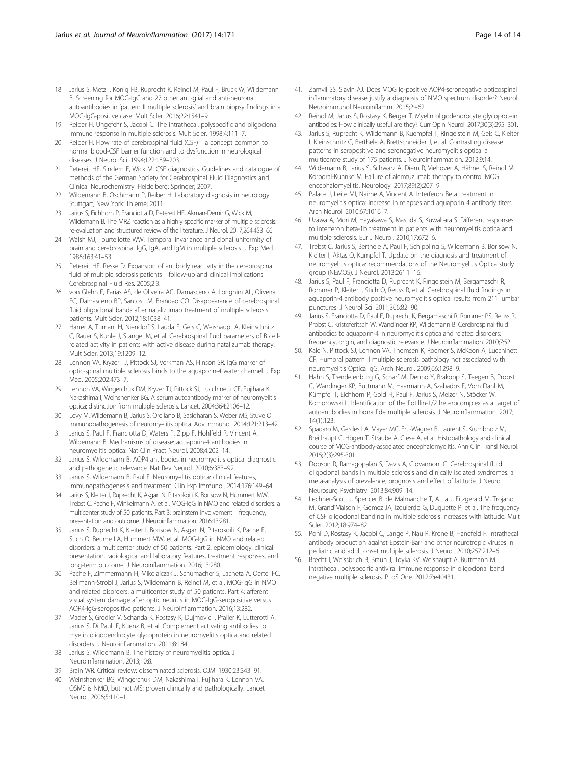18. Jarius S, Metz I, Konig FB, Ruprecht K, Reindl M, Paul F, Bruck W, Wildemann B. Screening for MOG-IgG and 27 other anti-glial and anti-neuronal autoantibodies in 'pattern II multiple sclerosis' and brain biopsy findings in a MOG-IgG-positive case. Mult Scler. 2016;22:1541–9.
19. Reiber H, Ungefehr S, Jacobi C. The intrathecal, polyspecific and oligoclonal immune response in multiple sclerosis. Mult Scler. 1998;4:111–7.
20. Reiber H. Flow rate of cerebrospinal fluid (CSF)—a concept common to normal blood-CSF barrier function and to dysfunction in neurological diseases. J Neurol Sci. 1994;122:189–203.
21. Petereit HF, Sindern E, Wick M. CSF diagnostics. Guidelines and catalogue of methods of the German Society for Cerebrospinal Fluid Diagnostics and Clinical Neurochemistry. Heidelberg: Springer; 2007.
22. Wildemann B, Oschmann P, Reiber H. Laboratory diagnosis in neurology. Stuttgart, New York: Thieme; 2011.
23. Jarius S, Eichhorn P, Franciotta D, Petereit HF, Akman-Demir G, Wick M, Wildemann B. The MRZ reaction as a highly specific marker of multiple sclerosis: re-evaluation and structured review of the literature. J Neurol. 2017;264:453–66.
24. Walsh MJ, Tourtellotte WW. Temporal invariance and clonal uniformity of brain and cerebrospinal IgG, IgA, and IgM in multiple sclerosis. J Exp Med. 1986;163:41–53.
25. Petereit HF, Reske D. Expansion of antibody reactivity in the cerebrospinal fluid of multiple sclerosis patients—follow-up and clinical implications. Cerebrospinal Fluid Res. 2005;2:3.
26. von Glehn F, Farias AS, de Oliveira AC, Damasceno A, Longhini AL, Oliveira EC, Damasceno BP, Santos LM, Brandao CO. Disappearance of cerebrospinal fluid oligoclonal bands after natalizumab treatment of multiple sclerosis patients. Mult Scler. 2012;18:1038–41.
27. Harrer A, Tumani H, Niendorf S, Lauda F, Geis C, Weishaupt A, Kleinschnitz C, Rauer S, Kuhle J, Stangel M, et al. Cerebrospinal fluid parameters of B cell-related activity in patients with active disease during natalizumab therapy. Mult Scler. 2013;19:1209–12.
28. Lennon VA, Kryzer TJ, Pittock SJ, Verkman AS, Hinson SR. IgG marker of optic-spinal multiple sclerosis binds to the aquaporin-4 water channel. J Exp Med. 2005;202:473–7.
29. Lennon VA, Wingerchuk DM, Kryzer TJ, Pittock SJ, Lucchinetti CF, Fujihara K, Nakashima I, Weinshenker BG. A serum autoantibody marker of neuromyelitis optica: distinction from multiple sclerosis. Lancet. 2004;364:2106–12.
30. Levy M, Wildemann B, Jarius S, Orellano B, Sasidharan S, Weber MS, Stuve O. Immunopathogenesis of neuromyelitis optica. Adv Immunol. 2014;121:213–42.
31. Jarius S, Paul F, Franciotta D, Waters P, Zipp F, Hohlfeld R, Vincent A, Wildemann B. Mechanisms of disease: aquaporin-4 antibodies in neuromyelitis optica. Nat Clin Pract Neurol. 2008;4:202–14.
32. Jarius S, Wildemann B. AQP4 antibodies in neuromyelitis optica: diagnostic and pathogenetic relevance. Nat Rev Neurol. 2010;6:383–92.
33. Jarius S, Wildemann B, Paul F. Neuromyelitis optica: clinical features, immunopathogenesis and treatment. Clin Exp Immunol. 2014;176:149–64.
34. Jarius S, Kleiter I, Ruprecht K, Asgari N, Pitarokoili K, Borisow N, Hummert MW, Trebst C, Pache F, Winkelmann A, et al. MOG-IgG in NMO and related disorders: a multicenter study of 50 patients. Part 3: brainstem involvement—frequency, presentation and outcome. J Neuroinflammation. 2016;13:281.
35. Jarius S, Ruprecht K, Kleiter I, Borisow N, Asgari N, Pitarokoili K, Pache F, Stich O, Beume LA, Hummert MW, et al. MOG-IgG in NMO and related disorders: a multicenter study of 50 patients. Part 2: epidemiology, clinical presentation, radiological and laboratory features, treatment responses, and long-term outcome. J Neuroinflammation. 2016;13:280.
36. Pache F, Zimmermann H, Mikolajczak J, Schumacher S, Lacheta A, Oertel FC, Bellmann-Strobl J, Jarius S, Wildemann B, Reindl M, et al. MOG-IgG in NMO and related disorders: a multicenter study of 50 patients. Part 4: afferent visual system damage after optic neuritis in MOG-IgG-seropositive versus AQP4-IgG-seropositive patients. J Neuroinflammation. 2016;13:282.
37. Mader S, Gredler V, Schanda K, Rostasy K, Dujmovic I, Pfaller K, Lutterotti A, Jarius S, Di Pauli F, Kuenz B, et al. Complement activating antibodies to myelin oligodendrocyte glycoprotein in neuromyelitis optica and related disorders. J Neuroinflammation. 2011;8:184.
38. Jarius S, Wildemann B. The history of neuromyelitis optica. J Neuroinflammation. 2013;10:8.
39. Brain WR. Critical review: disseminated sclerosis. QJM. 1930;23:343–91.
40. Weinshenker BG, Wingerchuk DM, Nakashima I, Fujihara K, Lennon VA. OSMS is NMO, but not MS: proven clinically and pathologically. Lancet Neurol. 2006;5:110–1.
41. Zamvil SS, Slavin AJ. Does MOG Ig-positive AQP4-seronegative opticospinal inflammatory disease justify a diagnosis of NMO spectrum disorder? Neurol Neuroimmunol Neuroinflamm. 2015;2:e62.
42. Reindl M, Jarius S, Rostasy K, Berger T. Myelin oligodendrocyte glycoprotein antibodies: How clinically useful are they? Curr Opin Neurol. 2017;30(3):295–301.
43. Jarius S, Ruprecht K, Wildemann B, Kuempfel T, Ringelstein M, Geis C, Kleiter I, Kleinschnitz C, Berthele A, Brettschneider J, et al. Contrasting disease patterns in seropositive and seronegative neuromyelitis optica: a multicentre study of 175 patients. J Neuroinflammation. 2012;9:14.
44. Wildemann B, Jarius S, Schwarz A, Diem R, Viehöver A, Hähnel S, Reindl M, Korporal-Kuhnke M. Failure of alemtuzumab therapy to control MOG encephalomyelitis. Neurology. 2017;89(2):207–9.
45. Palace J, Leite MI, Nairne A, Vincent A. Interferon Beta treatment in neuromyelitis optica: increase in relapses and aquaporin 4 antibody titers. Arch Neurol. 2010;67:1016–7.
46. Uzawa A, Mori M, Hayakawa S, Masuda S, Kuwabara S. Different responses to interferon beta-1b treatment in patients with neuromyelitis optica and multiple sclerosis. Eur J Neurol. 2010;17:672–6.
47. Trebst C, Jarius S, Berthele A, Paul F, Schippling S, Wildemann B, Borisow N, Kleiter I, Aktas O, Kumpfel T. Update on the diagnosis and treatment of neuromyelitis optica: recommendations of the Neuromyelitis Optica study group (NEMOS). J Neurol. 2013;261:1–16.
48. Jarius S, Paul F, Franciotta D, Ruprecht K, Ringelstein M, Bergamaschi R, Rommer P, Kleiter I, Stich O, Reuss R, et al. Cerebrospinal fluid findings in aquaporin-4 antibody positive neuromyelitis optica: results from 211 lumbar punctures. J Neurol Sci. 2011;306:82–90.
49. Jarius S, Franciotta D, Paul F, Ruprecht K, Bergamaschi R, Rommer PS, Reuss R, Probst C, Kristoferitsch W, Wandinger KP, Wildemann B. Cerebrospinal fluid antibodies to aquaporin-4 in neuromyelitis optica and related disorders: frequency, origin, and diagnostic relevance. J Neuroinflammation. 2010;7:52.
50. Kale N, Pittock SJ, Lennon VA, Thomsen K, Roemer S, McKeon A, Lucchinetti CF. Humoral pattern II multiple sclerosis pathology not associated with neuromyelitis Optica IgG. Arch Neurol. 2009;66:1298–9.
51. Hahn S, Trendelenburg G, Scharf M, Denno Y, Brakopp S, Teegen B, Probst C, Wandinger KP, Buttmann M, Haarmann A, Szabados F, Vom Dahl M, Kümpfel T, Eichhorn P, Gold H, Paul F, Jarius S, Melzer N, Stöcker W, Komorowski L. Identification of the flotillin-1/2 heterocomplex as a target of autoantibodies in bona fide multiple sclerosis. J Neuroinflammation. 2017; 14(1):123.
52. Spadaro M, Gerdes LA, Mayer MC, Ertl-Wagner B, Laurent S, Krumbholz M, Breithaupt C, Högen T, Straube A, Giese A, et al. Histopathology and clinical course of MOG-antibody-associated encephalomyelitis. Ann Clin Transl Neurol. 2015;2(3):295-301.
53. Dobson R, Ramagopalan S, Davis A, Giovannoni G. Cerebrospinal fluid oligoclonal bands in multiple sclerosis and clinically isolated syndromes: a meta-analysis of prevalence, prognosis and effect of latitude. J Neurol Neurosurg Psychiatry. 2013;84:909–14.
54. Lechner-Scott J, Spencer B, de Malmanche T, Attia J, Fitzgerald M, Trojano M, Grand'Maison F, Gomez JA, Izquierdo G, Duquette P, et al. The frequency of CSF oligoclonal banding in multiple sclerosis increases with latitude. Mult Scler. 2012;18:974–82.
55. Pohl D, Rostasy K, Jacobi C, Lange P, Nau R, Krone B, Hanefeld F. Intrathecal antibody production against Epstein-Barr and other neurotropic viruses in pediatric and adult onset multiple sclerosis. J Neurol. 2010;257:212–6.
56. Brecht I, Weissbrich B, Braun J, Toyka KV, Weishaupt A, Buttmann M. Intrathecal, polyspecific antiviral immune response in oligoclonal band negative multiple sclerosis. PLoS One. 2012;7:e40431.